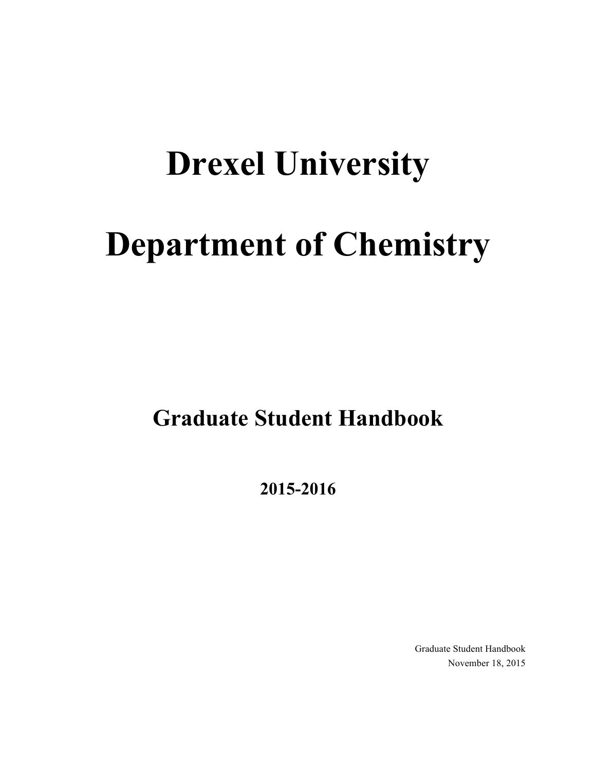# Drexel University

# Department of Chemistry

## Graduate Student Handbook

**2015-2016**

Graduate Student Handbook
November 18, 2015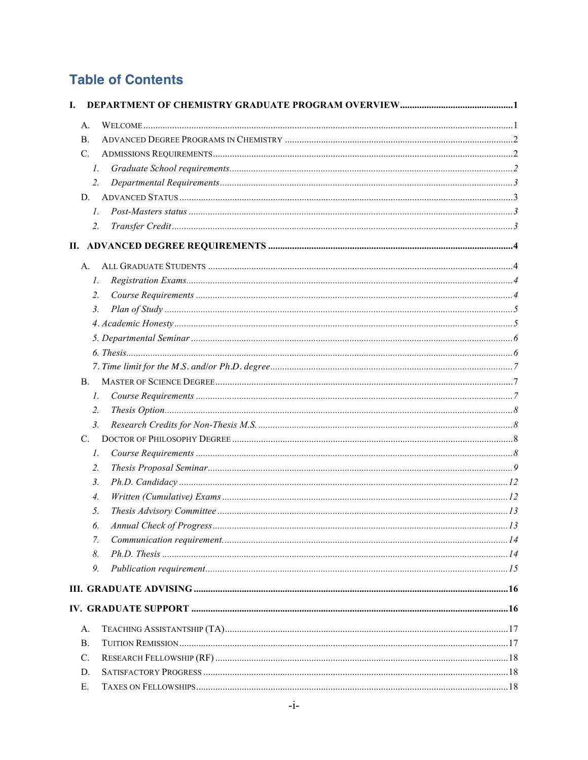# Table of Contents

**I. DEPARTMENT OF CHEMISTRY GRADUATE PROGRAM OVERVIEW .............................................. 1**

- A. WELCOME ........................................................................................................ 1
- B. ADVANCED DEGREE PROGRAMS IN CHEMISTRY ............................................................ 2
- C. ADMISSIONS REQUIREMENTS ................................................................................. 2
  1. *Graduate School requirements* ........................................................................ 2
  2. *Departmental Requirements* ............................................................................ 3
- D. ADVANCED STATUS ............................................................................................ 3
  1. *Post-Masters status* .................................................................................... 3
  2. *Transfer Credit* ......................................................................................... 3

**II. ADVANCED DEGREE REQUIREMENTS ..................................................................... 4**

- A. ALL GRADUATE STUDENTS ..................................................................................... 4
  1. *Registration Exams* ..................................................................................... 4
  2. *Course Requirements* ................................................................................... 4
  3. *Plan of Study* ........................................................................................... 5
  4. *Academic Honesty* ....................................................................................... 5
  5. *Departmental Seminar* ................................................................................... 6
  6. *Thesis* .................................................................................................. 6
  7. *Time limit for the M.S. and/or Ph.D. degree* ......................................................... 7
- B. MASTER OF SCIENCE DEGREE ................................................................................. 7
  1. *Course Requirements* ................................................................................... 7
  2. *Thesis Option* ........................................................................................... 8
  3. *Research Credits for Non-Thesis M.S.* ................................................................ 8
- C. DOCTOR OF PHILOSOPHY DEGREE .............................................................................. 8
  1. *Course Requirements* ................................................................................... 8
  2. *Thesis Proposal Seminar* ................................................................................ 9
  3. *Ph.D. Candidacy* ....................................................................................... 12
  4. *Written (Cumulative) Exams* ........................................................................... 12
  5. *Thesis Advisory Committee* ............................................................................ 13
  6. *Annual Check of Progress* .............................................................................. 13
  7. *Communication requirement.* ........................................................................... 14
  8. *Ph.D. Thesis* ........................................................................................... 14
  9. *Publication requirement* ............................................................................... 15

**III. GRADUATE ADVISING ....................................................................................... 16**

**IV. GRADUATE SUPPORT ........................................................................................ 16**

- A. TEACHING ASSISTANTSHIP (TA) .............................................................................. 17
- B. TUITION REMISSION .......................................................................................... 17
- C. RESEARCH FELLOWSHIP (RF) ................................................................................. 18
- D. SATISFACTORY PROGRESS ..................................................................................... 18
- E. TAXES ON FELLOWSHIPS ...................................................................................... 18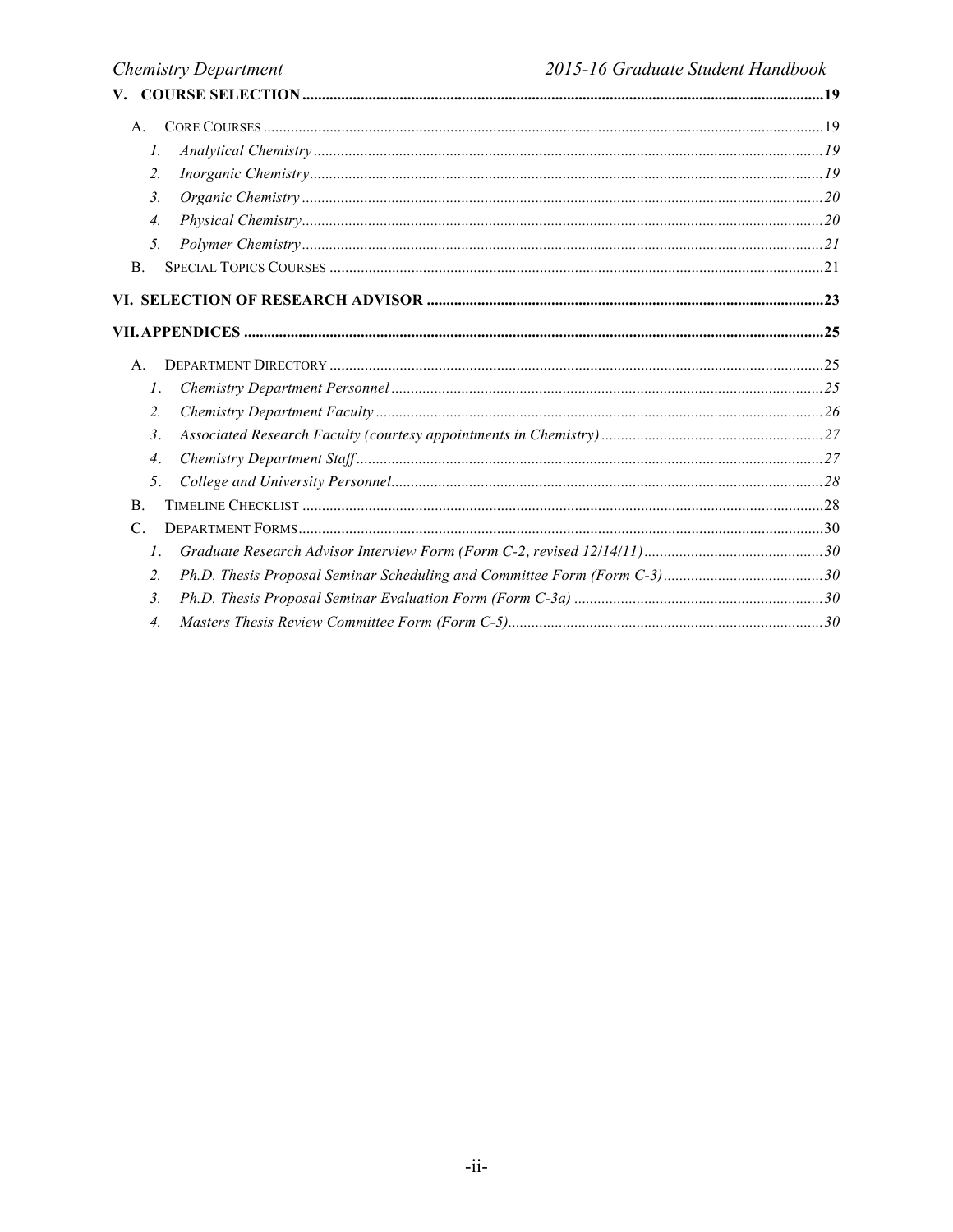**V. COURSE SELECTION** .......... **19**

- A. CORE COURSES .......... 19
  1. *Analytical Chemistry* .......... *19*
  2. *Inorganic Chemistry* .......... *19*
  3. *Organic Chemistry* .......... *20*
  4. *Physical Chemistry* .......... *20*
  5. *Polymer Chemistry* .......... *21*
- B. SPECIAL TOPICS COURSES .......... 21

**VI. SELECTION OF RESEARCH ADVISOR** .......... **23**

**VII. APPENDICES** .......... **25**

- A. DEPARTMENT DIRECTORY .......... 25
  1. *Chemistry Department Personnel* .......... *25*
  2. *Chemistry Department Faculty* .......... *26*
  3. *Associated Research Faculty (courtesy appointments in Chemistry)* .......... *27*
  4. *Chemistry Department Staff* .......... *27*
  5. *College and University Personnel* .......... *28*
- B. TIMELINE CHECKLIST .......... 28
- C. DEPARTMENT FORMS .......... 30
  1. *Graduate Research Advisor Interview Form (Form C-2, revised 12/14/11)* .......... *30*
  2. *Ph.D. Thesis Proposal Seminar Scheduling and Committee Form (Form C-3)* .......... *30*
  3. *Ph.D. Thesis Proposal Seminar Evaluation Form (Form C-3a)* .......... *30*
  4. *Masters Thesis Review Committee Form (Form C-5)* .......... *30*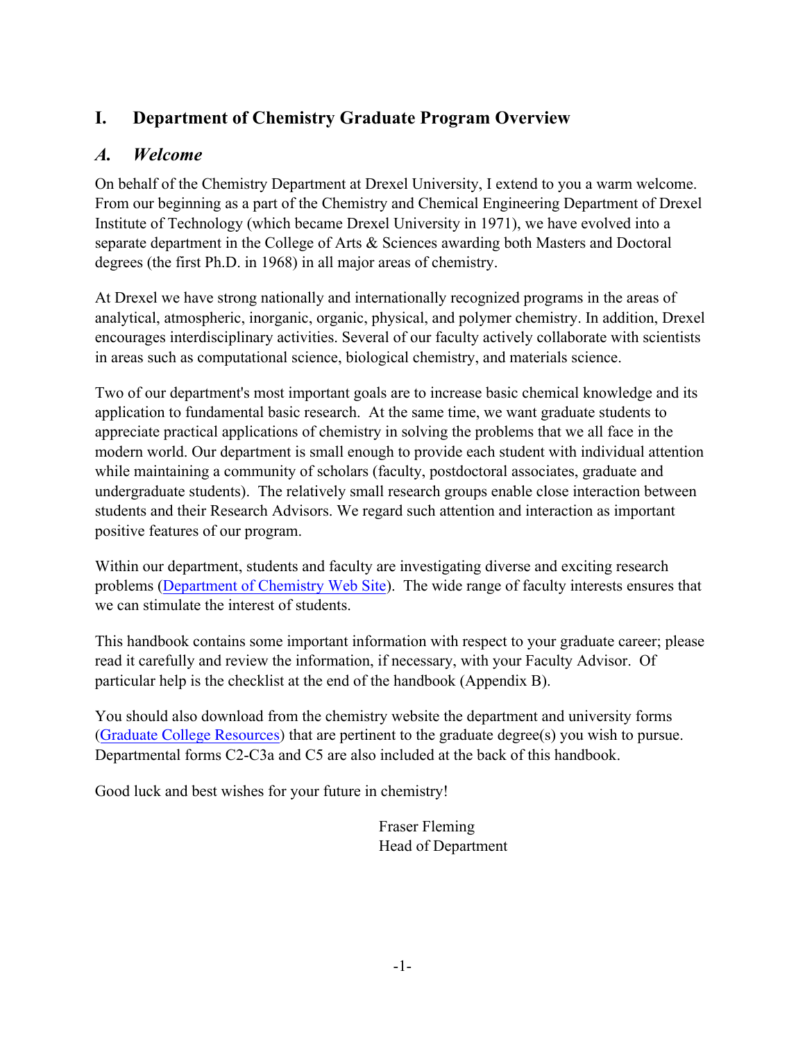# I. Department of Chemistry Graduate Program Overview

## *A. Welcome*

On behalf of the Chemistry Department at Drexel University, I extend to you a warm welcome. From our beginning as a part of the Chemistry and Chemical Engineering Department of Drexel Institute of Technology (which became Drexel University in 1971), we have evolved into a separate department in the College of Arts & Sciences awarding both Masters and Doctoral degrees (the first Ph.D. in 1968) in all major areas of chemistry.

At Drexel we have strong nationally and internationally recognized programs in the areas of analytical, atmospheric, inorganic, organic, physical, and polymer chemistry. In addition, Drexel encourages interdisciplinary activities. Several of our faculty actively collaborate with scientists in areas such as computational science, biological chemistry, and materials science.

Two of our department's most important goals are to increase basic chemical knowledge and its application to fundamental basic research. At the same time, we want graduate students to appreciate practical applications of chemistry in solving the problems that we all face in the modern world. Our department is small enough to provide each student with individual attention while maintaining a community of scholars (faculty, postdoctoral associates, graduate and undergraduate students). The relatively small research groups enable close interaction between students and their Research Advisors. We regard such attention and interaction as important positive features of our program.

Within our department, students and faculty are investigating diverse and exciting research problems (Department of Chemistry Web Site). The wide range of faculty interests ensures that we can stimulate the interest of students.

This handbook contains some important information with respect to your graduate career; please read it carefully and review the information, if necessary, with your Faculty Advisor. Of particular help is the checklist at the end of the handbook (Appendix B).

You should also download from the chemistry website the department and university forms (Graduate College Resources) that are pertinent to the graduate degree(s) you wish to pursue. Departmental forms C2-C3a and C5 are also included at the back of this handbook.

Good luck and best wishes for your future in chemistry!

Fraser Fleming
Head of Department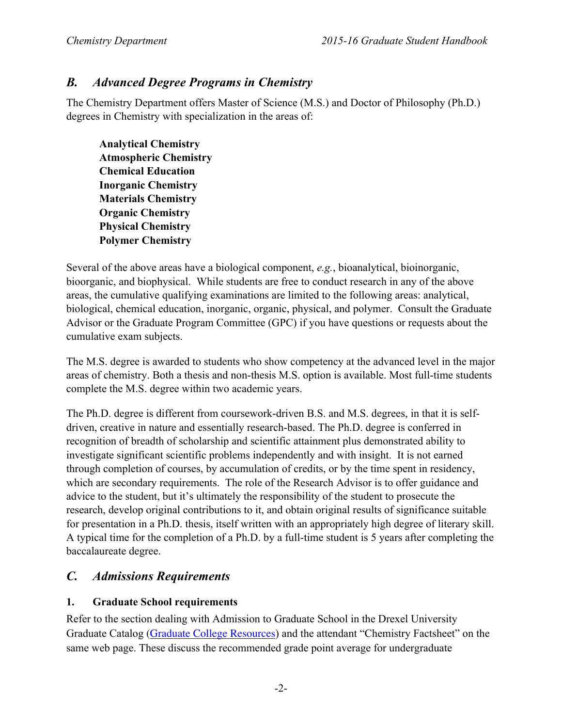## *B. Advanced Degree Programs in Chemistry*

The Chemistry Department offers Master of Science (M.S.) and Doctor of Philosophy (Ph.D.) degrees in Chemistry with specialization in the areas of:

> **Analytical Chemistry**
> **Atmospheric Chemistry**
> **Chemical Education**
> **Inorganic Chemistry**
> **Materials Chemistry**
> **Organic Chemistry**
> **Physical Chemistry**
> **Polymer Chemistry**

Several of the above areas have a biological component, *e.g.*, bioanalytical, bioinorganic, bioorganic, and biophysical. While students are free to conduct research in any of the above areas, the cumulative qualifying examinations are limited to the following areas: analytical, biological, chemical education, inorganic, organic, physical, and polymer. Consult the Graduate Advisor or the Graduate Program Committee (GPC) if you have questions or requests about the cumulative exam subjects.

The M.S. degree is awarded to students who show competency at the advanced level in the major areas of chemistry. Both a thesis and non-thesis M.S. option is available. Most full-time students complete the M.S. degree within two academic years.

The Ph.D. degree is different from coursework-driven B.S. and M.S. degrees, in that it is self-driven, creative in nature and essentially research-based. The Ph.D. degree is conferred in recognition of breadth of scholarship and scientific attainment plus demonstrated ability to investigate significant scientific problems independently and with insight. It is not earned through completion of courses, by accumulation of credits, or by the time spent in residency, which are secondary requirements. The role of the Research Advisor is to offer guidance and advice to the student, but it's ultimately the responsibility of the student to prosecute the research, develop original contributions to it, and obtain original results of significance suitable for presentation in a Ph.D. thesis, itself written with an appropriately high degree of literary skill. A typical time for the completion of a Ph.D. by a full-time student is 5 years after completing the baccalaureate degree.

## *C. Admissions Requirements*

### 1. Graduate School requirements

Refer to the section dealing with Admission to Graduate School in the Drexel University Graduate Catalog (Graduate College Resources) and the attendant "Chemistry Factsheet" on the same web page. These discuss the recommended grade point average for undergraduate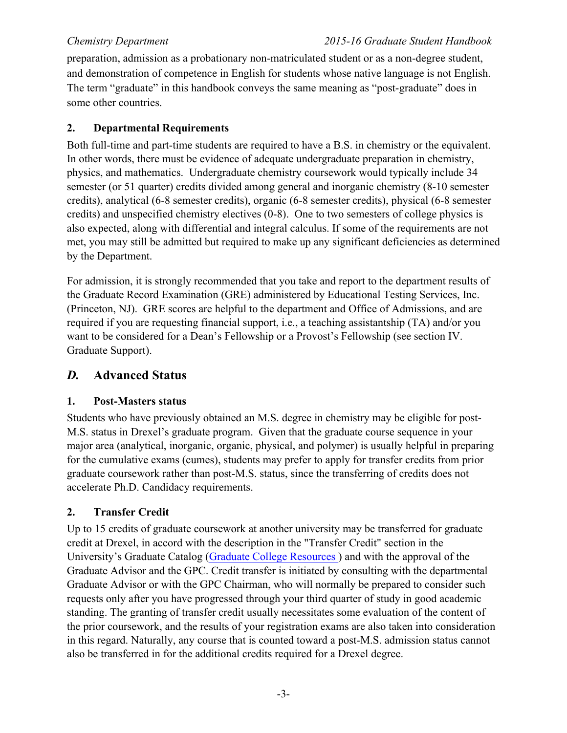preparation, admission as a probationary non-matriculated student or as a non-degree student, and demonstration of competence in English for students whose native language is not English. The term "graduate" in this handbook conveys the same meaning as "post-graduate" does in some other countries.

### 2. Departmental Requirements

Both full-time and part-time students are required to have a B.S. in chemistry or the equivalent. In other words, there must be evidence of adequate undergraduate preparation in chemistry, physics, and mathematics. Undergraduate chemistry coursework would typically include 34 semester (or 51 quarter) credits divided among general and inorganic chemistry (8-10 semester credits), analytical (6-8 semester credits), organic (6-8 semester credits), physical (6-8 semester credits) and unspecified chemistry electives (0-8). One to two semesters of college physics is also expected, along with differential and integral calculus. If some of the requirements are not met, you may still be admitted but required to make up any significant deficiencies as determined by the Department.

For admission, it is strongly recommended that you take and report to the department results of the Graduate Record Examination (GRE) administered by Educational Testing Services, Inc. (Princeton, NJ). GRE scores are helpful to the department and Office of Admissions, and are required if you are requesting financial support, i.e., a teaching assistantship (TA) and/or you want to be considered for a Dean's Fellowship or a Provost's Fellowship (see section IV. Graduate Support).

## *D.* Advanced Status

### 1. Post-Masters status

Students who have previously obtained an M.S. degree in chemistry may be eligible for post-M.S. status in Drexel's graduate program. Given that the graduate course sequence in your major area (analytical, inorganic, organic, physical, and polymer) is usually helpful in preparing for the cumulative exams (cumes), students may prefer to apply for transfer credits from prior graduate coursework rather than post-M.S. status, since the transferring of credits does not accelerate Ph.D. Candidacy requirements.

### 2. Transfer Credit

Up to 15 credits of graduate coursework at another university may be transferred for graduate credit at Drexel, in accord with the description in the "Transfer Credit" section in the University's Graduate Catalog (Graduate College Resources ) and with the approval of the Graduate Advisor and the GPC. Credit transfer is initiated by consulting with the departmental Graduate Advisor or with the GPC Chairman, who will normally be prepared to consider such requests only after you have progressed through your third quarter of study in good academic standing. The granting of transfer credit usually necessitates some evaluation of the content of the prior coursework, and the results of your registration exams are also taken into consideration in this regard. Naturally, any course that is counted toward a post-M.S. admission status cannot also be transferred in for the additional credits required for a Drexel degree.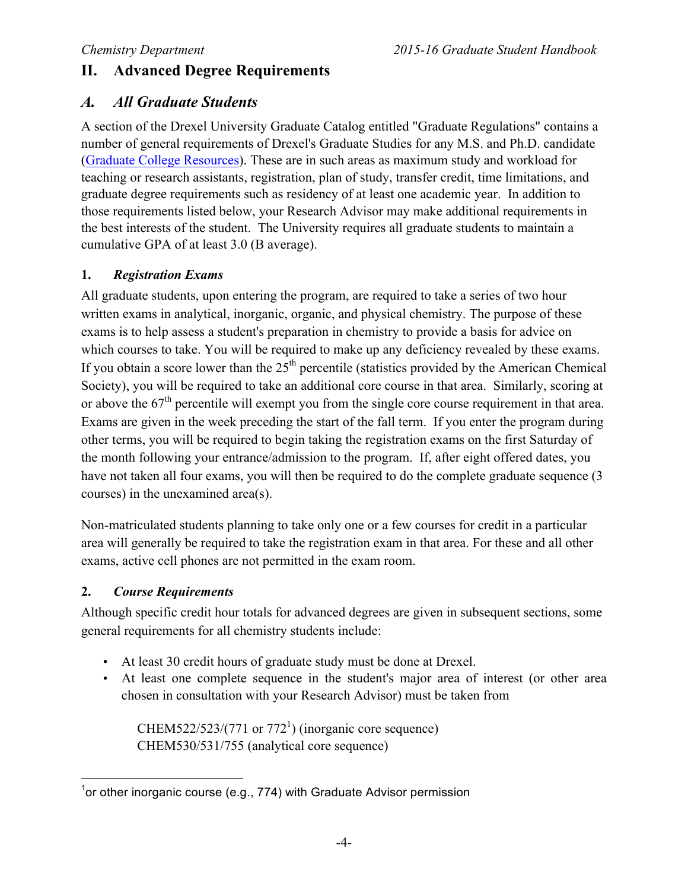## II. Advanced Degree Requirements

### *A. All Graduate Students*

A section of the Drexel University Graduate Catalog entitled "Graduate Regulations" contains a number of general requirements of Drexel's Graduate Studies for any M.S. and Ph.D. candidate (Graduate College Resources). These are in such areas as maximum study and workload for teaching or research assistants, registration, plan of study, transfer credit, time limitations, and graduate degree requirements such as residency of at least one academic year. In addition to those requirements listed below, your Research Advisor may make additional requirements in the best interests of the student. The University requires all graduate students to maintain a cumulative GPA of at least 3.0 (B average).

#### 1. *Registration Exams*

All graduate students, upon entering the program, are required to take a series of two hour written exams in analytical, inorganic, organic, and physical chemistry. The purpose of these exams is to help assess a student's preparation in chemistry to provide a basis for advice on which courses to take. You will be required to make up any deficiency revealed by these exams. If you obtain a score lower than the 25$^{th}$ percentile (statistics provided by the American Chemical Society), you will be required to take an additional core course in that area. Similarly, scoring at or above the 67$^{th}$ percentile will exempt you from the single core course requirement in that area. Exams are given in the week preceding the start of the fall term. If you enter the program during other terms, you will be required to begin taking the registration exams on the first Saturday of the month following your entrance/admission to the program. If, after eight offered dates, you have not taken all four exams, you will then be required to do the complete graduate sequence (3 courses) in the unexamined area(s).

Non-matriculated students planning to take only one or a few courses for credit in a particular area will generally be required to take the registration exam in that area. For these and all other exams, active cell phones are not permitted in the exam room.

#### 2. *Course Requirements*

Although specific credit hour totals for advanced degrees are given in subsequent sections, some general requirements for all chemistry students include:

- At least 30 credit hours of graduate study must be done at Drexel.
- At least one complete sequence in the student's major area of interest (or other area chosen in consultation with your Research Advisor) must be taken from

  CHEM522/523/(771 or 772[1]) (inorganic core sequence)
  CHEM530/531/755 (analytical core sequence)

[1] or other inorganic course (e.g., 774) with Graduate Advisor permission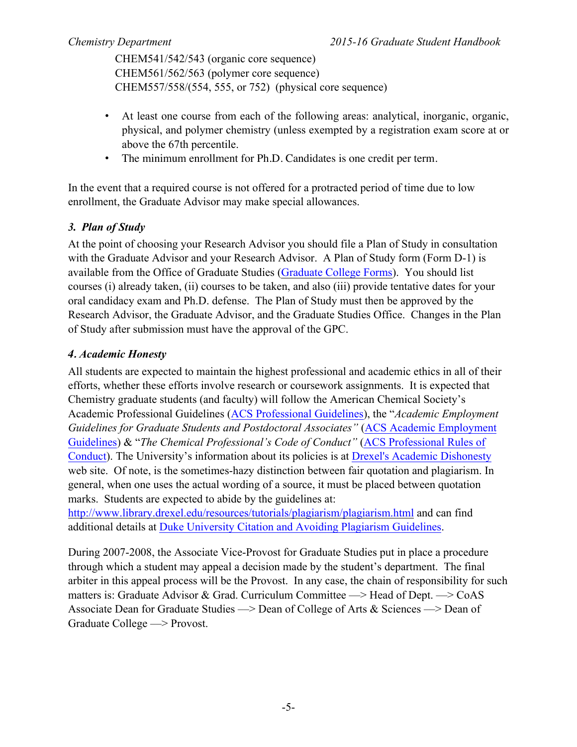CHEM541/542/543 (organic core sequence)
CHEM561/562/563 (polymer core sequence)
CHEM557/558/(554, 555, or 752) (physical core sequence)

- At least one course from each of the following areas: analytical, inorganic, organic, physical, and polymer chemistry (unless exempted by a registration exam score at or above the 67th percentile.
- The minimum enrollment for Ph.D. Candidates is one credit per term.

In the event that a required course is not offered for a protracted period of time due to low enrollment, the Graduate Advisor may make special allowances.

### *3. Plan of Study*

At the point of choosing your Research Advisor you should file a Plan of Study in consultation with the Graduate Advisor and your Research Advisor. A Plan of Study form (Form D-1) is available from the Office of Graduate Studies (Graduate College Forms). You should list courses (i) already taken, (ii) courses to be taken, and also (iii) provide tentative dates for your oral candidacy exam and Ph.D. defense. The Plan of Study must then be approved by the Research Advisor, the Graduate Advisor, and the Graduate Studies Office. Changes in the Plan of Study after submission must have the approval of the GPC.

### *4. Academic Honesty*

All students are expected to maintain the highest professional and academic ethics in all of their efforts, whether these efforts involve research or coursework assignments. It is expected that Chemistry graduate students (and faculty) will follow the American Chemical Society's Academic Professional Guidelines (ACS Professional Guidelines), the "*Academic Employment Guidelines for Graduate Students and Postdoctoral Associates"* (ACS Academic Employment Guidelines) & "*The Chemical Professional's Code of Conduct"* (ACS Professional Rules of Conduct). The University's information about its policies is at Drexel's Academic Dishonesty web site. Of note, is the sometimes-hazy distinction between fair quotation and plagiarism. In general, when one uses the actual wording of a source, it must be placed between quotation marks. Students are expected to abide by the guidelines at: http://www.library.drexel.edu/resources/tutorials/plagiarism/plagiarism.html and can find additional details at Duke University Citation and Avoiding Plagiarism Guidelines.

During 2007-2008, the Associate Vice-Provost for Graduate Studies put in place a procedure through which a student may appeal a decision made by the student's department. The final arbiter in this appeal process will be the Provost. In any case, the chain of responsibility for such matters is: Graduate Advisor & Grad. Curriculum Committee —> Head of Dept. —> CoAS Associate Dean for Graduate Studies —> Dean of College of Arts & Sciences —> Dean of Graduate College —> Provost.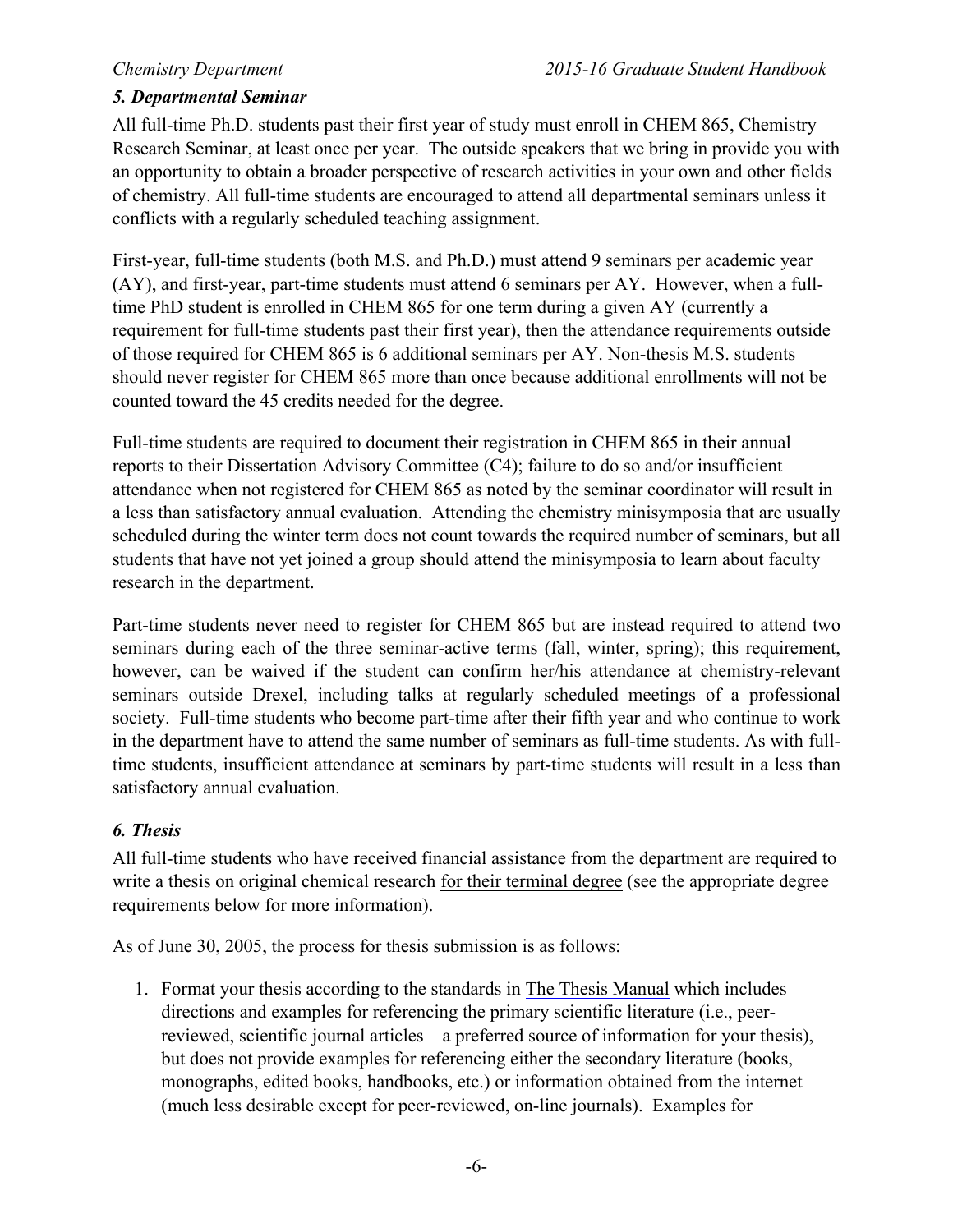### *5. Departmental Seminar*

All full-time Ph.D. students past their first year of study must enroll in CHEM 865, Chemistry Research Seminar, at least once per year. The outside speakers that we bring in provide you with an opportunity to obtain a broader perspective of research activities in your own and other fields of chemistry. All full-time students are encouraged to attend all departmental seminars unless it conflicts with a regularly scheduled teaching assignment.

First-year, full-time students (both M.S. and Ph.D.) must attend 9 seminars per academic year (AY), and first-year, part-time students must attend 6 seminars per AY. However, when a full-time PhD student is enrolled in CHEM 865 for one term during a given AY (currently a requirement for full-time students past their first year), then the attendance requirements outside of those required for CHEM 865 is 6 additional seminars per AY. Non-thesis M.S. students should never register for CHEM 865 more than once because additional enrollments will not be counted toward the 45 credits needed for the degree.

Full-time students are required to document their registration in CHEM 865 in their annual reports to their Dissertation Advisory Committee (C4); failure to do so and/or insufficient attendance when not registered for CHEM 865 as noted by the seminar coordinator will result in a less than satisfactory annual evaluation. Attending the chemistry minisymposia that are usually scheduled during the winter term does not count towards the required number of seminars, but all students that have not yet joined a group should attend the minisymposia to learn about faculty research in the department.

Part-time students never need to register for CHEM 865 but are instead required to attend two seminars during each of the three seminar-active terms (fall, winter, spring); this requirement, however, can be waived if the student can confirm her/his attendance at chemistry-relevant seminars outside Drexel, including talks at regularly scheduled meetings of a professional society. Full-time students who become part-time after their fifth year and who continue to work in the department have to attend the same number of seminars as full-time students. As with full-time students, insufficient attendance at seminars by part-time students will result in a less than satisfactory annual evaluation.

### *6. Thesis*

All full-time students who have received financial assistance from the department are required to write a thesis on original chemical research for their terminal degree (see the appropriate degree requirements below for more information).

As of June 30, 2005, the process for thesis submission is as follows:

1. Format your thesis according to the standards in The Thesis Manual which includes directions and examples for referencing the primary scientific literature (i.e., peer-reviewed, scientific journal articles—a preferred source of information for your thesis), but does not provide examples for referencing either the secondary literature (books, monographs, edited books, handbooks, etc.) or information obtained from the internet (much less desirable except for peer-reviewed, on-line journals). Examples for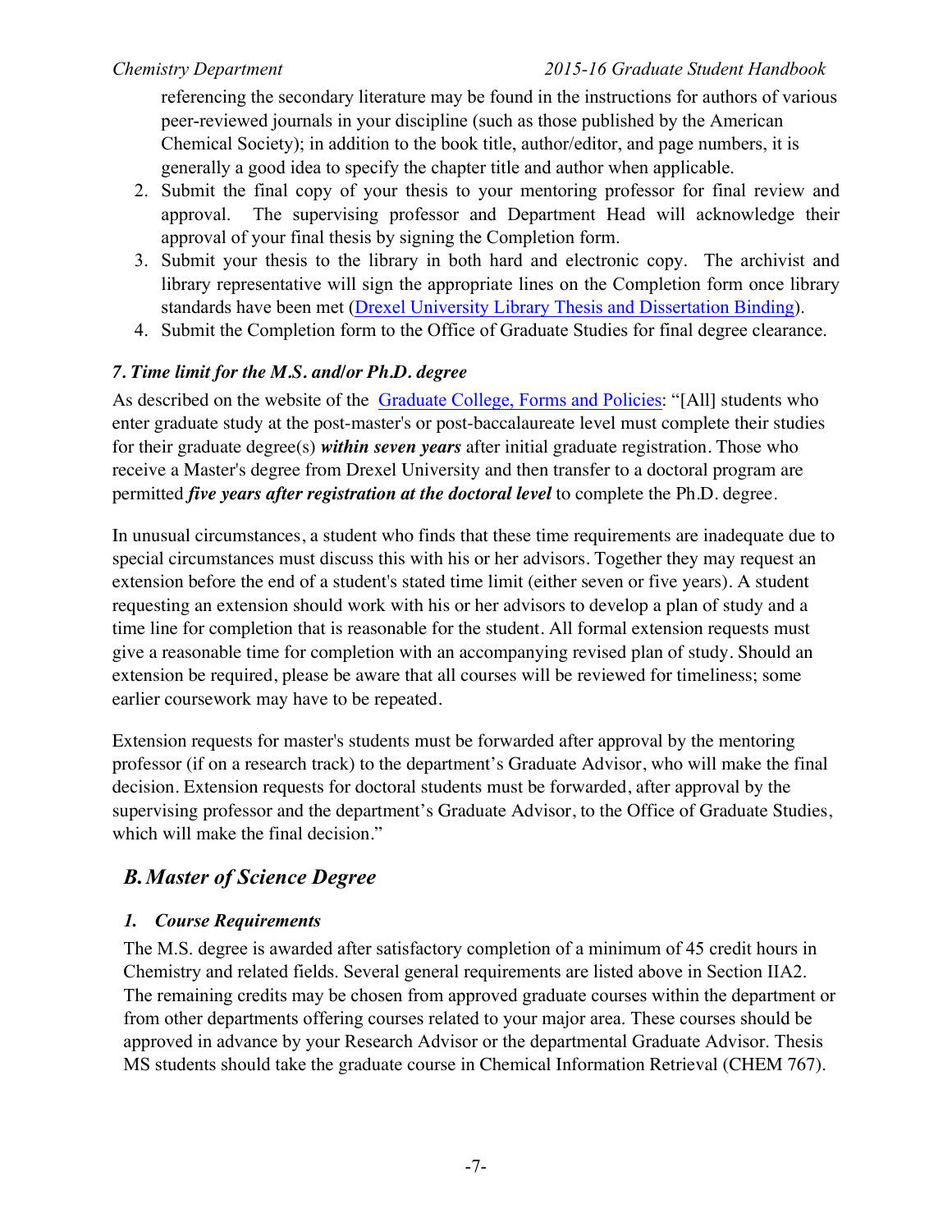referencing the secondary literature may be found in the instructions for authors of various peer-reviewed journals in your discipline (such as those published by the American Chemical Society); in addition to the book title, author/editor, and page numbers, it is generally a good idea to specify the chapter title and author when applicable.

2. Submit the final copy of your thesis to your mentoring professor for final review and approval. The supervising professor and Department Head will acknowledge their approval of your final thesis by signing the Completion form.
3. Submit your thesis to the library in both hard and electronic copy. The archivist and library representative will sign the appropriate lines on the Completion form once library standards have been met (Drexel University Library Thesis and Dissertation Binding).
4. Submit the Completion form to the Office of Graduate Studies for final degree clearance.

### *7. Time limit for the M.S. and/or Ph.D. degree*

As described on the website of the Graduate College, Forms and Policies: "[All] students who enter graduate study at the post-master's or post-baccalaureate level must complete their studies for their graduate degree(s) ***within seven years*** after initial graduate registration. Those who receive a Master's degree from Drexel University and then transfer to a doctoral program are permitted ***five years after registration at the doctoral level*** to complete the Ph.D. degree.

In unusual circumstances, a student who finds that these time requirements are inadequate due to special circumstances must discuss this with his or her advisors. Together they may request an extension before the end of a student's stated time limit (either seven or five years). A student requesting an extension should work with his or her advisors to develop a plan of study and a time line for completion that is reasonable for the student. All formal extension requests must give a reasonable time for completion with an accompanying revised plan of study. Should an extension be required, please be aware that all courses will be reviewed for timeliness; some earlier coursework may have to be repeated.

Extension requests for master's students must be forwarded after approval by the mentoring professor (if on a research track) to the department's Graduate Advisor, who will make the final decision. Extension requests for doctoral students must be forwarded, after approval by the supervising professor and the department's Graduate Advisor, to the Office of Graduate Studies, which will make the final decision."

## *B. Master of Science Degree*

### *1. Course Requirements*

The M.S. degree is awarded after satisfactory completion of a minimum of 45 credit hours in Chemistry and related fields. Several general requirements are listed above in Section IIA2. The remaining credits may be chosen from approved graduate courses within the department or from other departments offering courses related to your major area. These courses should be approved in advance by your Research Advisor or the departmental Graduate Advisor. Thesis MS students should take the graduate course in Chemical Information Retrieval (CHEM 767).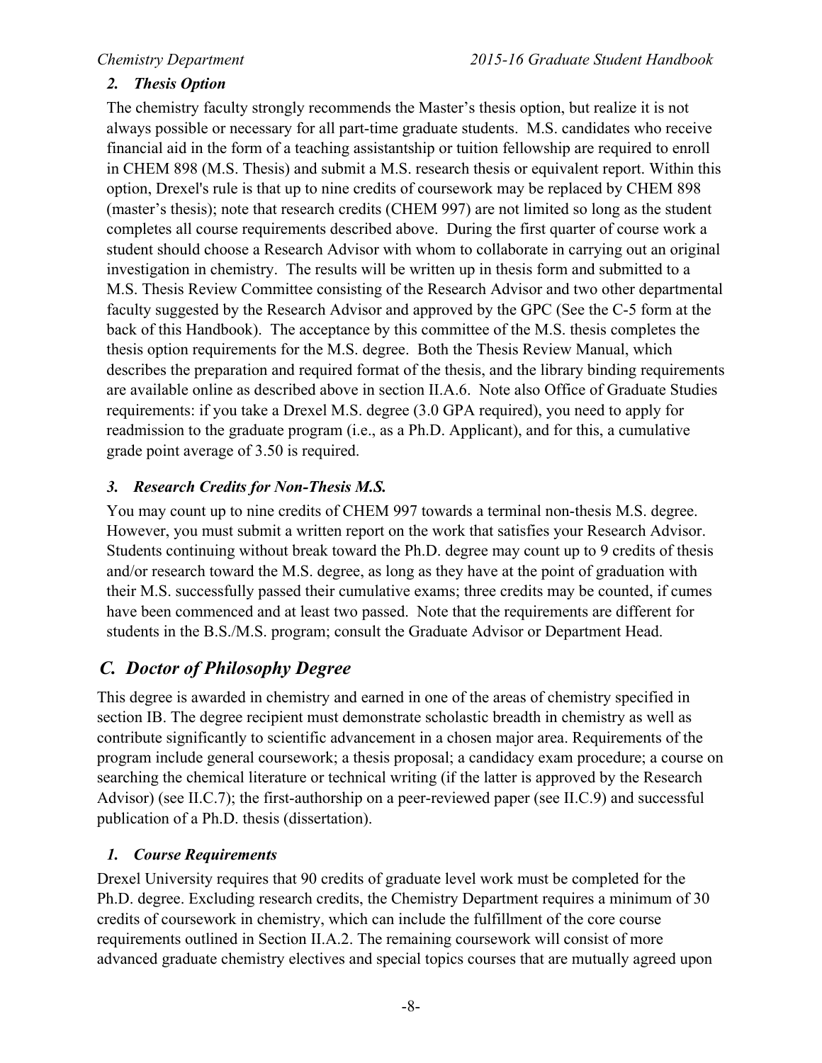### 2. *Thesis Option*

The chemistry faculty strongly recommends the Master's thesis option, but realize it is not always possible or necessary for all part-time graduate students. M.S. candidates who receive financial aid in the form of a teaching assistantship or tuition fellowship are required to enroll in CHEM 898 (M.S. Thesis) and submit a M.S. research thesis or equivalent report. Within this option, Drexel's rule is that up to nine credits of coursework may be replaced by CHEM 898 (master's thesis); note that research credits (CHEM 997) are not limited so long as the student completes all course requirements described above. During the first quarter of course work a student should choose a Research Advisor with whom to collaborate in carrying out an original investigation in chemistry. The results will be written up in thesis form and submitted to a M.S. Thesis Review Committee consisting of the Research Advisor and two other departmental faculty suggested by the Research Advisor and approved by the GPC (See the C-5 form at the back of this Handbook). The acceptance by this committee of the M.S. thesis completes the thesis option requirements for the M.S. degree. Both the Thesis Review Manual, which describes the preparation and required format of the thesis, and the library binding requirements are available online as described above in section II.A.6. Note also Office of Graduate Studies requirements: if you take a Drexel M.S. degree (3.0 GPA required), you need to apply for readmission to the graduate program (i.e., as a Ph.D. Applicant), and for this, a cumulative grade point average of 3.50 is required.

### 3. *Research Credits for Non-Thesis M.S.*

You may count up to nine credits of CHEM 997 towards a terminal non-thesis M.S. degree. However, you must submit a written report on the work that satisfies your Research Advisor. Students continuing without break toward the Ph.D. degree may count up to 9 credits of thesis and/or research toward the M.S. degree, as long as they have at the point of graduation with their M.S. successfully passed their cumulative exams; three credits may be counted, if cumes have been commenced and at least two passed. Note that the requirements are different for students in the B.S./M.S. program; consult the Graduate Advisor or Department Head.

## C. *Doctor of Philosophy Degree*

This degree is awarded in chemistry and earned in one of the areas of chemistry specified in section IB. The degree recipient must demonstrate scholastic breadth in chemistry as well as contribute significantly to scientific advancement in a chosen major area. Requirements of the program include general coursework; a thesis proposal; a candidacy exam procedure; a course on searching the chemical literature or technical writing (if the latter is approved by the Research Advisor) (see II.C.7); the first-authorship on a peer-reviewed paper (see II.C.9) and successful publication of a Ph.D. thesis (dissertation).

### 1. *Course Requirements*

Drexel University requires that 90 credits of graduate level work must be completed for the Ph.D. degree. Excluding research credits, the Chemistry Department requires a minimum of 30 credits of coursework in chemistry, which can include the fulfillment of the core course requirements outlined in Section II.A.2. The remaining coursework will consist of more advanced graduate chemistry electives and special topics courses that are mutually agreed upon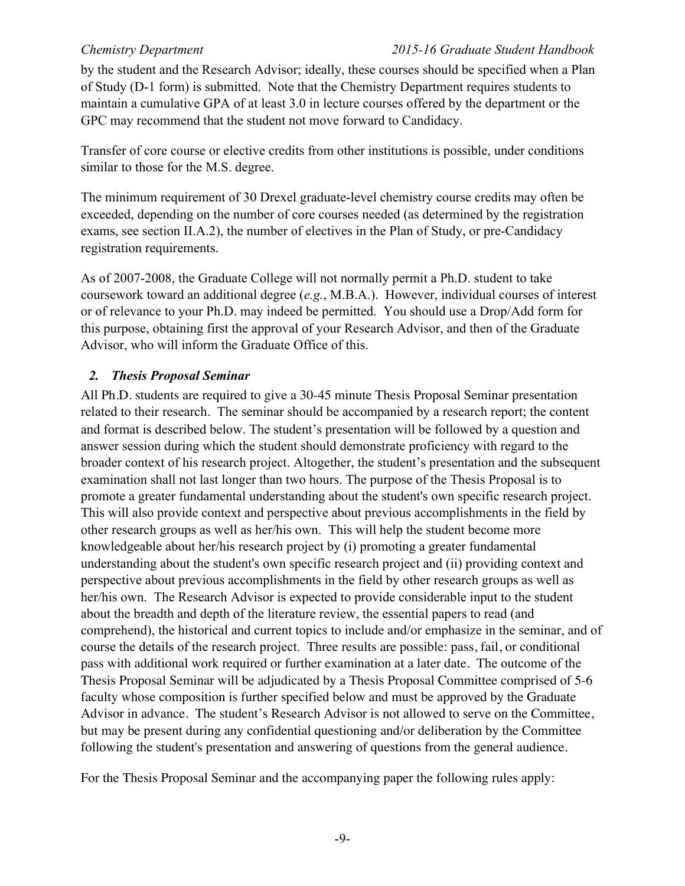by the student and the Research Advisor; ideally, these courses should be specified when a Plan of Study (D-1 form) is submitted. Note that the Chemistry Department requires students to maintain a cumulative GPA of at least 3.0 in lecture courses offered by the department or the GPC may recommend that the student not move forward to Candidacy.

Transfer of core course or elective credits from other institutions is possible, under conditions similar to those for the M.S. degree.

The minimum requirement of 30 Drexel graduate-level chemistry course credits may often be exceeded, depending on the number of core courses needed (as determined by the registration exams, see section II.A.2), the number of electives in the Plan of Study, or pre-Candidacy registration requirements.

As of 2007-2008, the Graduate College will not normally permit a Ph.D. student to take coursework toward an additional degree (*e.g.*, M.B.A.). However, individual courses of interest or of relevance to your Ph.D. may indeed be permitted. You should use a Drop/Add form for this purpose, obtaining first the approval of your Research Advisor, and then of the Graduate Advisor, who will inform the Graduate Office of this.

### *2. Thesis Proposal Seminar*

All Ph.D. students are required to give a 30-45 minute Thesis Proposal Seminar presentation related to their research. The seminar should be accompanied by a research report; the content and format is described below. The student's presentation will be followed by a question and answer session during which the student should demonstrate proficiency with regard to the broader context of his research project. Altogether, the student's presentation and the subsequent examination shall not last longer than two hours. The purpose of the Thesis Proposal is to promote a greater fundamental understanding about the student's own specific research project. This will also provide context and perspective about previous accomplishments in the field by other research groups as well as her/his own. This will help the student become more knowledgeable about her/his research project by (i) promoting a greater fundamental understanding about the student's own specific research project and (ii) providing context and perspective about previous accomplishments in the field by other research groups as well as her/his own. The Research Advisor is expected to provide considerable input to the student about the breadth and depth of the literature review, the essential papers to read (and comprehend), the historical and current topics to include and/or emphasize in the seminar, and of course the details of the research project. Three results are possible: pass, fail, or conditional pass with additional work required or further examination at a later date. The outcome of the Thesis Proposal Seminar will be adjudicated by a Thesis Proposal Committee comprised of 5-6 faculty whose composition is further specified below and must be approved by the Graduate Advisor in advance. The student's Research Advisor is not allowed to serve on the Committee, but may be present during any confidential questioning and/or deliberation by the Committee following the student's presentation and answering of questions from the general audience.

For the Thesis Proposal Seminar and the accompanying paper the following rules apply: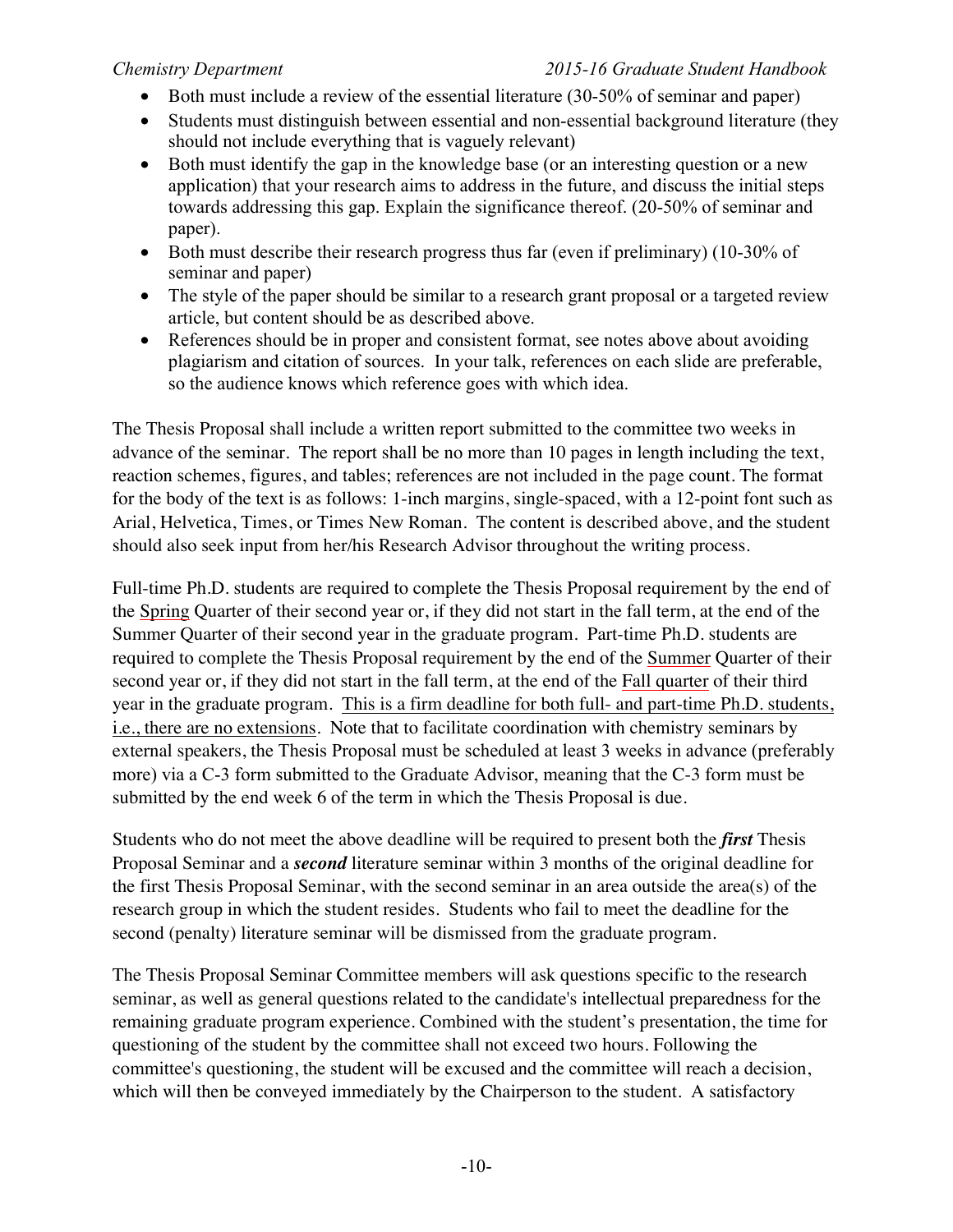- Both must include a review of the essential literature (30-50% of seminar and paper)
- Students must distinguish between essential and non-essential background literature (they should not include everything that is vaguely relevant)
- Both must identify the gap in the knowledge base (or an interesting question or a new application) that your research aims to address in the future, and discuss the initial steps towards addressing this gap. Explain the significance thereof. (20-50% of seminar and paper).
- Both must describe their research progress thus far (even if preliminary) (10-30% of seminar and paper)
- The style of the paper should be similar to a research grant proposal or a targeted review article, but content should be as described above.
- References should be in proper and consistent format, see notes above about avoiding plagiarism and citation of sources. In your talk, references on each slide are preferable, so the audience knows which reference goes with which idea.

The Thesis Proposal shall include a written report submitted to the committee two weeks in advance of the seminar. The report shall be no more than 10 pages in length including the text, reaction schemes, figures, and tables; references are not included in the page count. The format for the body of the text is as follows: 1-inch margins, single-spaced, with a 12-point font such as Arial, Helvetica, Times, or Times New Roman. The content is described above, and the student should also seek input from her/his Research Advisor throughout the writing process.

Full-time Ph.D. students are required to complete the Thesis Proposal requirement by the end of the Spring Quarter of their second year or, if they did not start in the fall term, at the end of the Summer Quarter of their second year in the graduate program. Part-time Ph.D. students are required to complete the Thesis Proposal requirement by the end of the Summer Quarter of their second year or, if they did not start in the fall term, at the end of the Fall quarter of their third year in the graduate program. This is a firm deadline for both full- and part-time Ph.D. students, i.e., there are no extensions. Note that to facilitate coordination with chemistry seminars by external speakers, the Thesis Proposal must be scheduled at least 3 weeks in advance (preferably more) via a C-3 form submitted to the Graduate Advisor, meaning that the C-3 form must be submitted by the end week 6 of the term in which the Thesis Proposal is due.

Students who do not meet the above deadline will be required to present both the ***first*** Thesis Proposal Seminar and a ***second*** literature seminar within 3 months of the original deadline for the first Thesis Proposal Seminar, with the second seminar in an area outside the area(s) of the research group in which the student resides. Students who fail to meet the deadline for the second (penalty) literature seminar will be dismissed from the graduate program.

The Thesis Proposal Seminar Committee members will ask questions specific to the research seminar, as well as general questions related to the candidate's intellectual preparedness for the remaining graduate program experience. Combined with the student's presentation, the time for questioning of the student by the committee shall not exceed two hours. Following the committee's questioning, the student will be excused and the committee will reach a decision, which will then be conveyed immediately by the Chairperson to the student. A satisfactory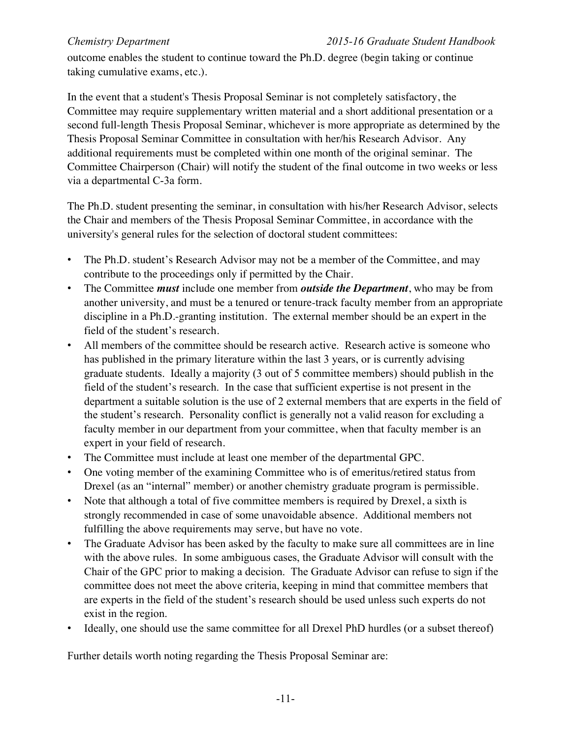outcome enables the student to continue toward the Ph.D. degree (begin taking or continue taking cumulative exams, etc.).

In the event that a student's Thesis Proposal Seminar is not completely satisfactory, the Committee may require supplementary written material and a short additional presentation or a second full-length Thesis Proposal Seminar, whichever is more appropriate as determined by the Thesis Proposal Seminar Committee in consultation with her/his Research Advisor. Any additional requirements must be completed within one month of the original seminar. The Committee Chairperson (Chair) will notify the student of the final outcome in two weeks or less via a departmental C-3a form.

The Ph.D. student presenting the seminar, in consultation with his/her Research Advisor, selects the Chair and members of the Thesis Proposal Seminar Committee, in accordance with the university's general rules for the selection of doctoral student committees:

- The Ph.D. student's Research Advisor may not be a member of the Committee, and may contribute to the proceedings only if permitted by the Chair.
- The Committee ***must*** include one member from ***outside the Department***, who may be from another university, and must be a tenured or tenure-track faculty member from an appropriate discipline in a Ph.D.-granting institution. The external member should be an expert in the field of the student's research.
- All members of the committee should be research active. Research active is someone who has published in the primary literature within the last 3 years, or is currently advising graduate students. Ideally a majority (3 out of 5 committee members) should publish in the field of the student's research. In the case that sufficient expertise is not present in the department a suitable solution is the use of 2 external members that are experts in the field of the student's research. Personality conflict is generally not a valid reason for excluding a faculty member in our department from your committee, when that faculty member is an expert in your field of research.
- The Committee must include at least one member of the departmental GPC.
- One voting member of the examining Committee who is of emeritus/retired status from Drexel (as an "internal" member) or another chemistry graduate program is permissible.
- Note that although a total of five committee members is required by Drexel, a sixth is strongly recommended in case of some unavoidable absence. Additional members not fulfilling the above requirements may serve, but have no vote.
- The Graduate Advisor has been asked by the faculty to make sure all committees are in line with the above rules. In some ambiguous cases, the Graduate Advisor will consult with the Chair of the GPC prior to making a decision. The Graduate Advisor can refuse to sign if the committee does not meet the above criteria, keeping in mind that committee members that are experts in the field of the student's research should be used unless such experts do not exist in the region.
- Ideally, one should use the same committee for all Drexel PhD hurdles (or a subset thereof)

Further details worth noting regarding the Thesis Proposal Seminar are: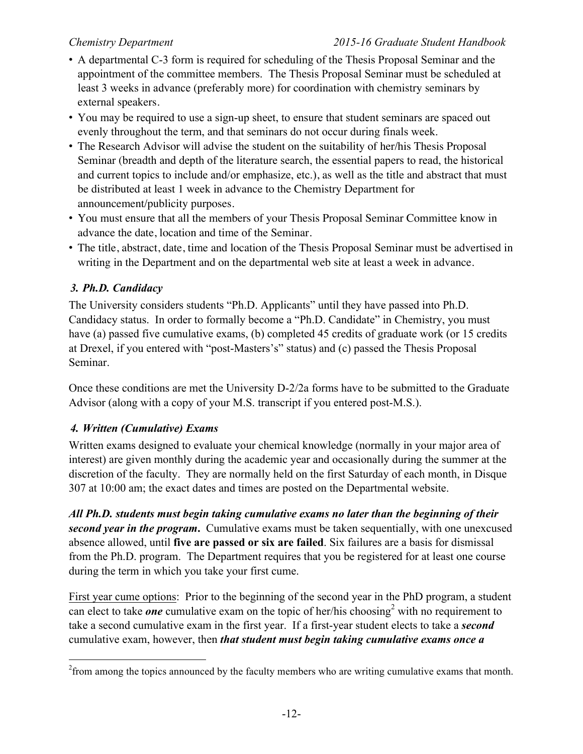- A departmental C-3 form is required for scheduling of the Thesis Proposal Seminar and the appointment of the committee members. The Thesis Proposal Seminar must be scheduled at least 3 weeks in advance (preferably more) for coordination with chemistry seminars by external speakers.
- You may be required to use a sign-up sheet, to ensure that student seminars are spaced out evenly throughout the term, and that seminars do not occur during finals week.
- The Research Advisor will advise the student on the suitability of her/his Thesis Proposal Seminar (breadth and depth of the literature search, the essential papers to read, the historical and current topics to include and/or emphasize, etc.), as well as the title and abstract that must be distributed at least 1 week in advance to the Chemistry Department for announcement/publicity purposes.
- You must ensure that all the members of your Thesis Proposal Seminar Committee know in advance the date, location and time of the Seminar.
- The title, abstract, date, time and location of the Thesis Proposal Seminar must be advertised in writing in the Department and on the departmental web site at least a week in advance.

### *3. Ph.D. Candidacy*

The University considers students "Ph.D. Applicants" until they have passed into Ph.D. Candidacy status. In order to formally become a "Ph.D. Candidate" in Chemistry, you must have (a) passed five cumulative exams, (b) completed 45 credits of graduate work (or 15 credits at Drexel, if you entered with "post-Masters's" status) and (c) passed the Thesis Proposal Seminar.

Once these conditions are met the University D-2/2a forms have to be submitted to the Graduate Advisor (along with a copy of your M.S. transcript if you entered post-M.S.).

### *4. Written (Cumulative) Exams*

Written exams designed to evaluate your chemical knowledge (normally in your major area of interest) are given monthly during the academic year and occasionally during the summer at the discretion of the faculty. They are normally held on the first Saturday of each month, in Disque 307 at 10:00 am; the exact dates and times are posted on the Departmental website.

***All Ph.D. students must begin taking cumulative exams no later than the beginning of their second year in the program.*** Cumulative exams must be taken sequentially, with one unexcused absence allowed, until **five are passed or six are failed**. Six failures are a basis for dismissal from the Ph.D. program. The Department requires that you be registered for at least one course during the term in which you take your first cume.

First year cume options: Prior to the beginning of the second year in the PhD program, a student can elect to take ***one*** cumulative exam on the topic of her/his choosing[2] with no requirement to take a second cumulative exam in the first year. If a first-year student elects to take a ***second*** cumulative exam, however, then ***that student must begin taking cumulative exams once a***

[2] from among the topics announced by the faculty members who are writing cumulative exams that month.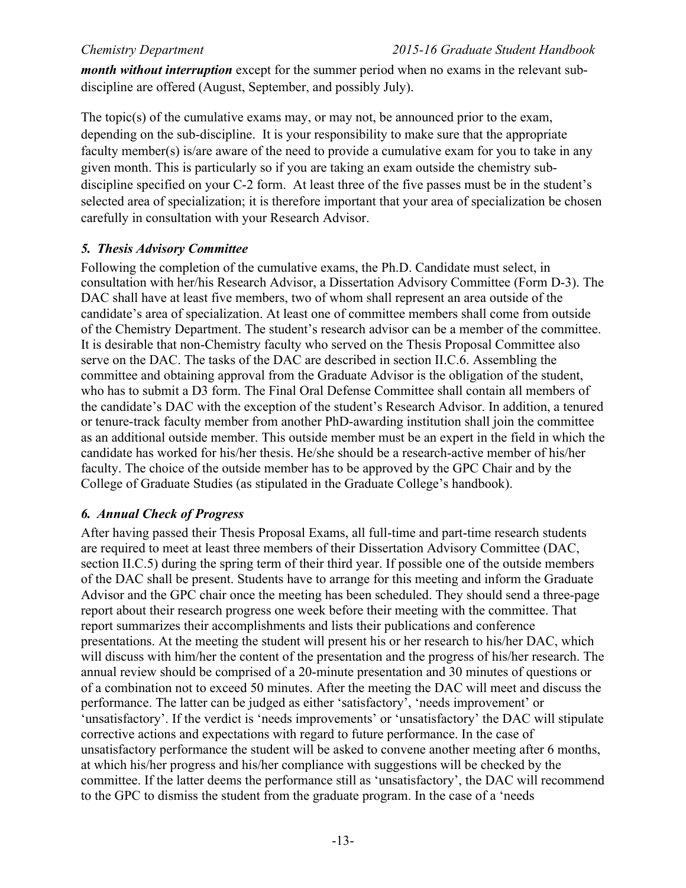***month without interruption*** except for the summer period when no exams in the relevant sub-discipline are offered (August, September, and possibly July).

The topic(s) of the cumulative exams may, or may not, be announced prior to the exam, depending on the sub-discipline. It is your responsibility to make sure that the appropriate faculty member(s) is/are aware of the need to provide a cumulative exam for you to take in any given month. This is particularly so if you are taking an exam outside the chemistry sub-discipline specified on your C-2 form. At least three of the five passes must be in the student's selected area of specialization; it is therefore important that your area of specialization be chosen carefully in consultation with your Research Advisor.

### *5. Thesis Advisory Committee*

Following the completion of the cumulative exams, the Ph.D. Candidate must select, in consultation with her/his Research Advisor, a Dissertation Advisory Committee (Form D-3). The DAC shall have at least five members, two of whom shall represent an area outside of the candidate's area of specialization. At least one of committee members shall come from outside of the Chemistry Department. The student's research advisor can be a member of the committee. It is desirable that non-Chemistry faculty who served on the Thesis Proposal Committee also serve on the DAC. The tasks of the DAC are described in section II.C.6. Assembling the committee and obtaining approval from the Graduate Advisor is the obligation of the student, who has to submit a D3 form. The Final Oral Defense Committee shall contain all members of the candidate's DAC with the exception of the student's Research Advisor. In addition, a tenured or tenure-track faculty member from another PhD-awarding institution shall join the committee as an additional outside member. This outside member must be an expert in the field in which the candidate has worked for his/her thesis. He/she should be a research-active member of his/her faculty. The choice of the outside member has to be approved by the GPC Chair and by the College of Graduate Studies (as stipulated in the Graduate College's handbook).

### *6. Annual Check of Progress*

After having passed their Thesis Proposal Exams, all full-time and part-time research students are required to meet at least three members of their Dissertation Advisory Committee (DAC, section II.C.5) during the spring term of their third year. If possible one of the outside members of the DAC shall be present. Students have to arrange for this meeting and inform the Graduate Advisor and the GPC chair once the meeting has been scheduled. They should send a three-page report about their research progress one week before their meeting with the committee. That report summarizes their accomplishments and lists their publications and conference presentations. At the meeting the student will present his or her research to his/her DAC, which will discuss with him/her the content of the presentation and the progress of his/her research. The annual review should be comprised of a 20-minute presentation and 30 minutes of questions or of a combination not to exceed 50 minutes. After the meeting the DAC will meet and discuss the performance. The latter can be judged as either 'satisfactory', 'needs improvement' or 'unsatisfactory'. If the verdict is 'needs improvements' or 'unsatisfactory' the DAC will stipulate corrective actions and expectations with regard to future performance. In the case of unsatisfactory performance the student will be asked to convene another meeting after 6 months, at which his/her progress and his/her compliance with suggestions will be checked by the committee. If the latter deems the performance still as 'unsatisfactory', the DAC will recommend to the GPC to dismiss the student from the graduate program. In the case of a 'needs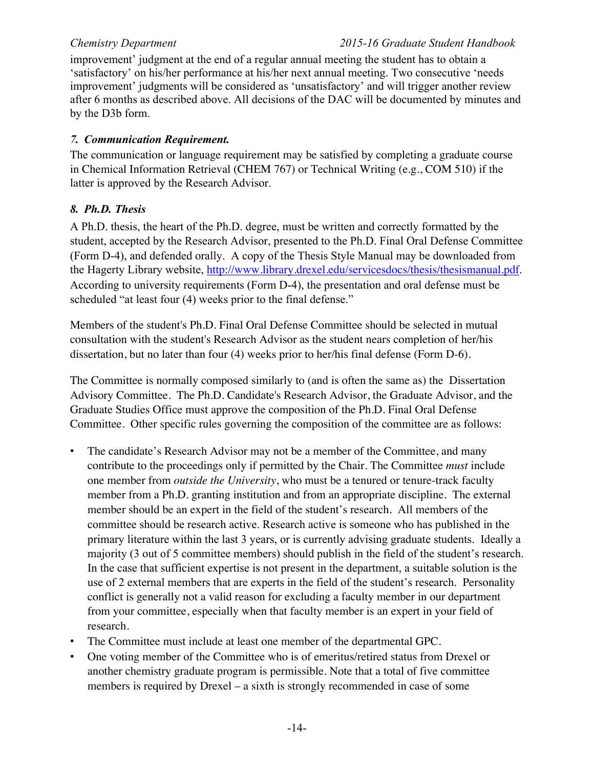improvement' judgment at the end of a regular annual meeting the student has to obtain a 'satisfactory' on his/her performance at his/her next annual meeting. Two consecutive 'needs improvement' judgments will be considered as 'unsatisfactory' and will trigger another review after 6 months as described above. All decisions of the DAC will be documented by minutes and by the D3b form.

### *7. Communication Requirement.*

The communication or language requirement may be satisfied by completing a graduate course in Chemical Information Retrieval (CHEM 767) or Technical Writing (e.g., COM 510) if the latter is approved by the Research Advisor.

### *8. Ph.D. Thesis*

A Ph.D. thesis, the heart of the Ph.D. degree, must be written and correctly formatted by the student, accepted by the Research Advisor, presented to the Ph.D. Final Oral Defense Committee (Form D-4), and defended orally. A copy of the Thesis Style Manual may be downloaded from the Hagerty Library website, http://www.library.drexel.edu/servicesdocs/thesis/thesismanual.pdf. According to university requirements (Form D-4), the presentation and oral defense must be scheduled "at least four (4) weeks prior to the final defense."

Members of the student's Ph.D. Final Oral Defense Committee should be selected in mutual consultation with the student's Research Advisor as the student nears completion of her/his dissertation, but no later than four (4) weeks prior to her/his final defense (Form D-6).

The Committee is normally composed similarly to (and is often the same as) the Dissertation Advisory Committee. The Ph.D. Candidate's Research Advisor, the Graduate Advisor, and the Graduate Studies Office must approve the composition of the Ph.D. Final Oral Defense Committee. Other specific rules governing the composition of the committee are as follows:

- The candidate's Research Advisor may not be a member of the Committee, and many contribute to the proceedings only if permitted by the Chair. The Committee *must* include one member from *outside the University*, who must be a tenured or tenure-track faculty member from a Ph.D. granting institution and from an appropriate discipline. The external member should be an expert in the field of the student's research. All members of the committee should be research active. Research active is someone who has published in the primary literature within the last 3 years, or is currently advising graduate students. Ideally a majority (3 out of 5 committee members) should publish in the field of the student's research. In the case that sufficient expertise is not present in the department, a suitable solution is the use of 2 external members that are experts in the field of the student's research. Personality conflict is generally not a valid reason for excluding a faculty member in our department from your committee, especially when that faculty member is an expert in your field of research.
- The Committee must include at least one member of the departmental GPC.
- One voting member of the Committee who is of emeritus/retired status from Drexel or another chemistry graduate program is permissible. Note that a total of five committee members is required by Drexel – a sixth is strongly recommended in case of some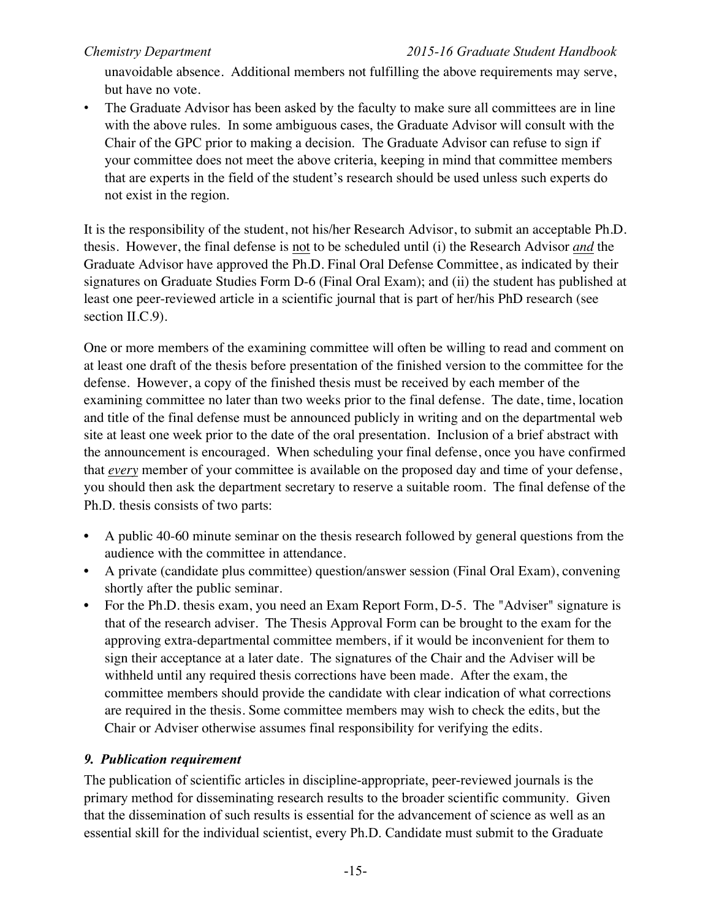unavoidable absence. Additional members not fulfilling the above requirements may serve, but have no vote.

- The Graduate Advisor has been asked by the faculty to make sure all committees are in line with the above rules. In some ambiguous cases, the Graduate Advisor will consult with the Chair of the GPC prior to making a decision. The Graduate Advisor can refuse to sign if your committee does not meet the above criteria, keeping in mind that committee members that are experts in the field of the student's research should be used unless such experts do not exist in the region.

It is the responsibility of the student, not his/her Research Advisor, to submit an acceptable Ph.D. thesis. However, the final defense is <u>not</u> to be scheduled until (i) the Research Advisor ***and*** the Graduate Advisor have approved the Ph.D. Final Oral Defense Committee, as indicated by their signatures on Graduate Studies Form D-6 (Final Oral Exam); and (ii) the student has published at least one peer-reviewed article in a scientific journal that is part of her/his PhD research (see section II.C.9).

One or more members of the examining committee will often be willing to read and comment on at least one draft of the thesis before presentation of the finished version to the committee for the defense. However, a copy of the finished thesis must be received by each member of the examining committee no later than two weeks prior to the final defense. The date, time, location and title of the final defense must be announced publicly in writing and on the departmental web site at least one week prior to the date of the oral presentation. Inclusion of a brief abstract with the announcement is encouraged. When scheduling your final defense, once you have confirmed that ***<u>every</u>*** member of your committee is available on the proposed day and time of your defense, you should then ask the department secretary to reserve a suitable room. The final defense of the Ph.D. thesis consists of two parts:

- A public 40-60 minute seminar on the thesis research followed by general questions from the audience with the committee in attendance.
- A private (candidate plus committee) question/answer session (Final Oral Exam), convening shortly after the public seminar.
- For the Ph.D. thesis exam, you need an Exam Report Form, D-5. The "Adviser" signature is that of the research adviser. The Thesis Approval Form can be brought to the exam for the approving extra-departmental committee members, if it would be inconvenient for them to sign their acceptance at a later date. The signatures of the Chair and the Adviser will be withheld until any required thesis corrections have been made. After the exam, the committee members should provide the candidate with clear indication of what corrections are required in the thesis. Some committee members may wish to check the edits, but the Chair or Adviser otherwise assumes final responsibility for verifying the edits.

### *9. Publication requirement*

The publication of scientific articles in discipline-appropriate, peer-reviewed journals is the primary method for disseminating research results to the broader scientific community. Given that the dissemination of such results is essential for the advancement of science as well as an essential skill for the individual scientist, every Ph.D. Candidate must submit to the Graduate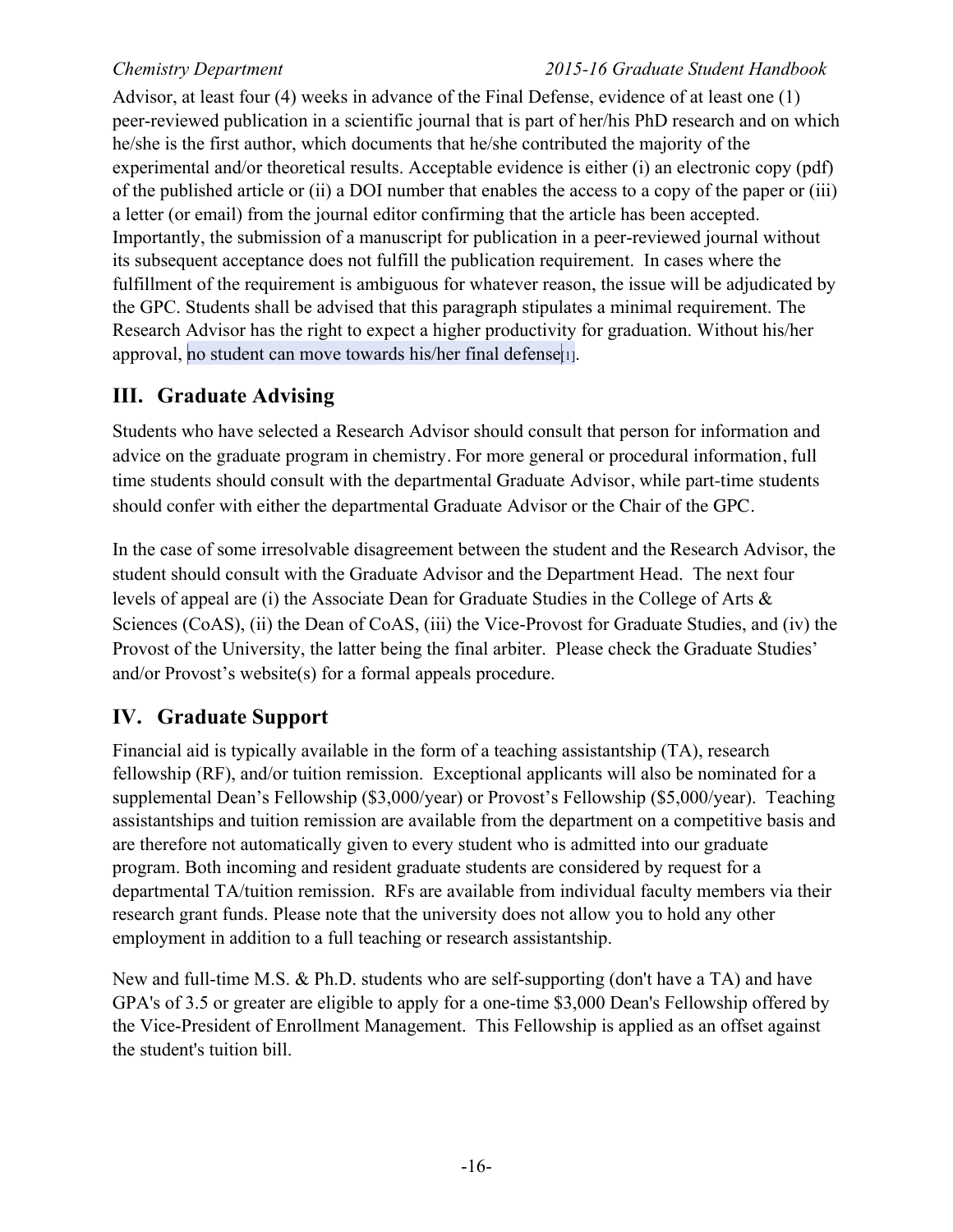Advisor, at least four (4) weeks in advance of the Final Defense, evidence of at least one (1) peer-reviewed publication in a scientific journal that is part of her/his PhD research and on which he/she is the first author, which documents that he/she contributed the majority of the experimental and/or theoretical results. Acceptable evidence is either (i) an electronic copy (pdf) of the published article or (ii) a DOI number that enables the access to a copy of the paper or (iii) a letter (or email) from the journal editor confirming that the article has been accepted. Importantly, the submission of a manuscript for publication in a peer-reviewed journal without its subsequent acceptance does not fulfill the publication requirement. In cases where the fulfillment of the requirement is ambiguous for whatever reason, the issue will be adjudicated by the GPC. Students shall be advised that this paragraph stipulates a minimal requirement. The Research Advisor has the right to expect a higher productivity for graduation. Without his/her approval, no student can move towards his/her final defense[1].

## III. Graduate Advising

Students who have selected a Research Advisor should consult that person for information and advice on the graduate program in chemistry. For more general or procedural information, full time students should consult with the departmental Graduate Advisor, while part-time students should confer with either the departmental Graduate Advisor or the Chair of the GPC.

In the case of some irresolvable disagreement between the student and the Research Advisor, the student should consult with the Graduate Advisor and the Department Head. The next four levels of appeal are (i) the Associate Dean for Graduate Studies in the College of Arts & Sciences (CoAS), (ii) the Dean of CoAS, (iii) the Vice-Provost for Graduate Studies, and (iv) the Provost of the University, the latter being the final arbiter. Please check the Graduate Studies' and/or Provost's website(s) for a formal appeals procedure.

## IV. Graduate Support

Financial aid is typically available in the form of a teaching assistantship (TA), research fellowship (RF), and/or tuition remission. Exceptional applicants will also be nominated for a supplemental Dean's Fellowship ($3,000/year) or Provost's Fellowship ($5,000/year). Teaching assistantships and tuition remission are available from the department on a competitive basis and are therefore not automatically given to every student who is admitted into our graduate program. Both incoming and resident graduate students are considered by request for a departmental TA/tuition remission. RFs are available from individual faculty members via their research grant funds. Please note that the university does not allow you to hold any other employment in addition to a full teaching or research assistantship.

New and full-time M.S. & Ph.D. students who are self-supporting (don't have a TA) and have GPA's of 3.5 or greater are eligible to apply for a one-time $3,000 Dean's Fellowship offered by the Vice-President of Enrollment Management. This Fellowship is applied as an offset against the student's tuition bill.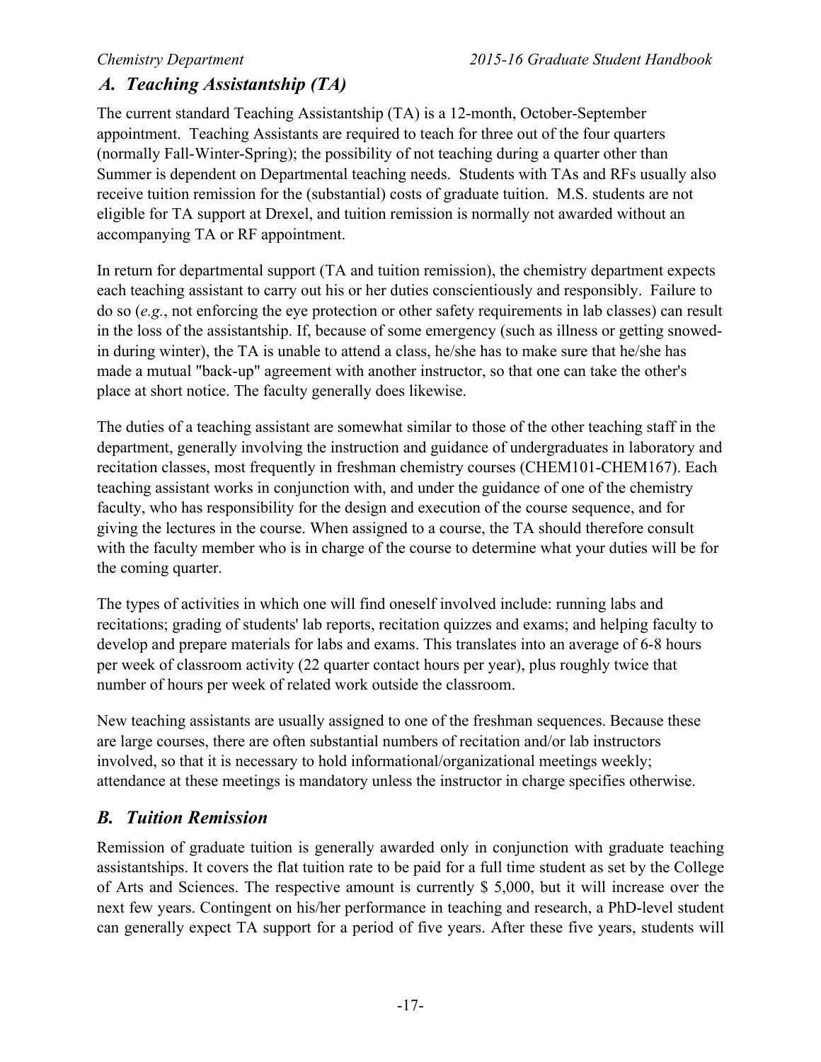## *A. Teaching Assistantship (TA)*

The current standard Teaching Assistantship (TA) is a 12-month, October-September appointment. Teaching Assistants are required to teach for three out of the four quarters (normally Fall-Winter-Spring); the possibility of not teaching during a quarter other than Summer is dependent on Departmental teaching needs. Students with TAs and RFs usually also receive tuition remission for the (substantial) costs of graduate tuition. M.S. students are not eligible for TA support at Drexel, and tuition remission is normally not awarded without an accompanying TA or RF appointment.

In return for departmental support (TA and tuition remission), the chemistry department expects each teaching assistant to carry out his or her duties conscientiously and responsibly. Failure to do so (*e.g.*, not enforcing the eye protection or other safety requirements in lab classes) can result in the loss of the assistantship. If, because of some emergency (such as illness or getting snowed-in during winter), the TA is unable to attend a class, he/she has to make sure that he/she has made a mutual "back-up" agreement with another instructor, so that one can take the other's place at short notice. The faculty generally does likewise.

The duties of a teaching assistant are somewhat similar to those of the other teaching staff in the department, generally involving the instruction and guidance of undergraduates in laboratory and recitation classes, most frequently in freshman chemistry courses (CHEM101-CHEM167). Each teaching assistant works in conjunction with, and under the guidance of one of the chemistry faculty, who has responsibility for the design and execution of the course sequence, and for giving the lectures in the course. When assigned to a course, the TA should therefore consult with the faculty member who is in charge of the course to determine what your duties will be for the coming quarter.

The types of activities in which one will find oneself involved include: running labs and recitations; grading of students' lab reports, recitation quizzes and exams; and helping faculty to develop and prepare materials for labs and exams. This translates into an average of 6-8 hours per week of classroom activity (22 quarter contact hours per year), plus roughly twice that number of hours per week of related work outside the classroom.

New teaching assistants are usually assigned to one of the freshman sequences. Because these are large courses, there are often substantial numbers of recitation and/or lab instructors involved, so that it is necessary to hold informational/organizational meetings weekly; attendance at these meetings is mandatory unless the instructor in charge specifies otherwise.

## *B. Tuition Remission*

Remission of graduate tuition is generally awarded only in conjunction with graduate teaching assistantships. It covers the flat tuition rate to be paid for a full time student as set by the College of Arts and Sciences. The respective amount is currently $ 5,000, but it will increase over the next few years. Contingent on his/her performance in teaching and research, a PhD-level student can generally expect TA support for a period of five years. After these five years, students will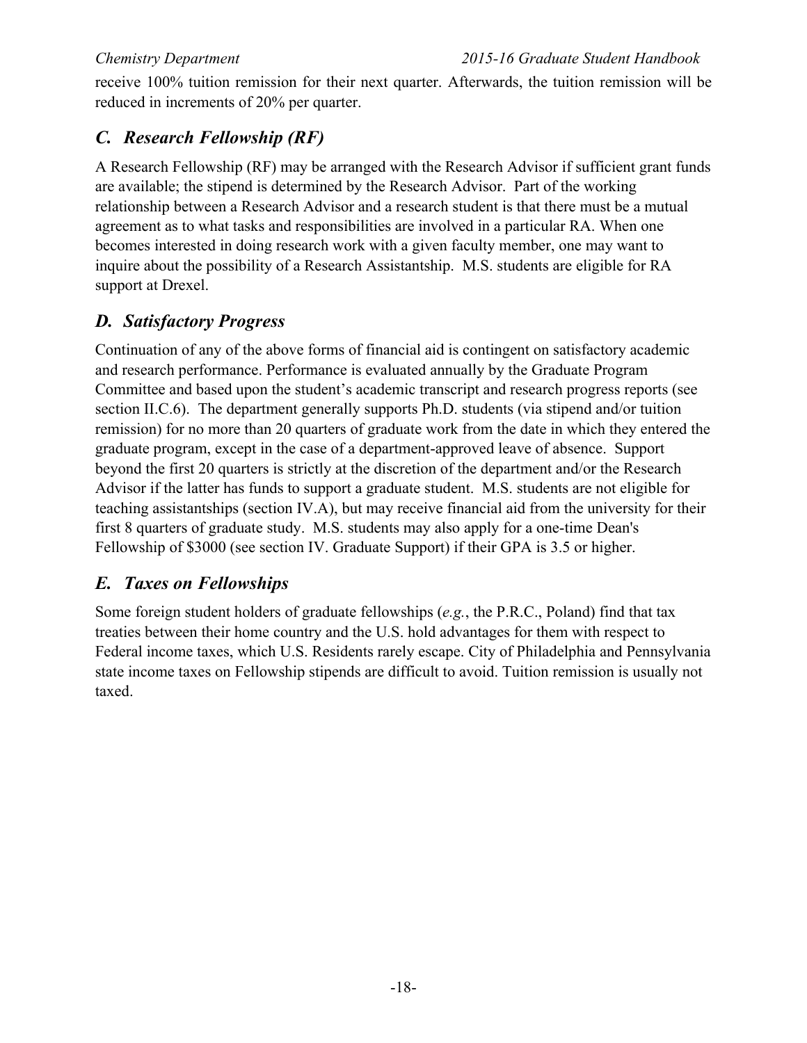receive 100% tuition remission for their next quarter. Afterwards, the tuition remission will be reduced in increments of 20% per quarter.

## *C. Research Fellowship (RF)*

A Research Fellowship (RF) may be arranged with the Research Advisor if sufficient grant funds are available; the stipend is determined by the Research Advisor. Part of the working relationship between a Research Advisor and a research student is that there must be a mutual agreement as to what tasks and responsibilities are involved in a particular RA. When one becomes interested in doing research work with a given faculty member, one may want to inquire about the possibility of a Research Assistantship. M.S. students are eligible for RA support at Drexel.

## *D. Satisfactory Progress*

Continuation of any of the above forms of financial aid is contingent on satisfactory academic and research performance. Performance is evaluated annually by the Graduate Program Committee and based upon the student's academic transcript and research progress reports (see section II.C.6). The department generally supports Ph.D. students (via stipend and/or tuition remission) for no more than 20 quarters of graduate work from the date in which they entered the graduate program, except in the case of a department-approved leave of absence. Support beyond the first 20 quarters is strictly at the discretion of the department and/or the Research Advisor if the latter has funds to support a graduate student. M.S. students are not eligible for teaching assistantships (section IV.A), but may receive financial aid from the university for their first 8 quarters of graduate study. M.S. students may also apply for a one-time Dean's Fellowship of $3000 (see section IV. Graduate Support) if their GPA is 3.5 or higher.

## *E. Taxes on Fellowships*

Some foreign student holders of graduate fellowships (*e.g.*, the P.R.C., Poland) find that tax treaties between their home country and the U.S. hold advantages for them with respect to Federal income taxes, which U.S. Residents rarely escape. City of Philadelphia and Pennsylvania state income taxes on Fellowship stipends are difficult to avoid. Tuition remission is usually not taxed.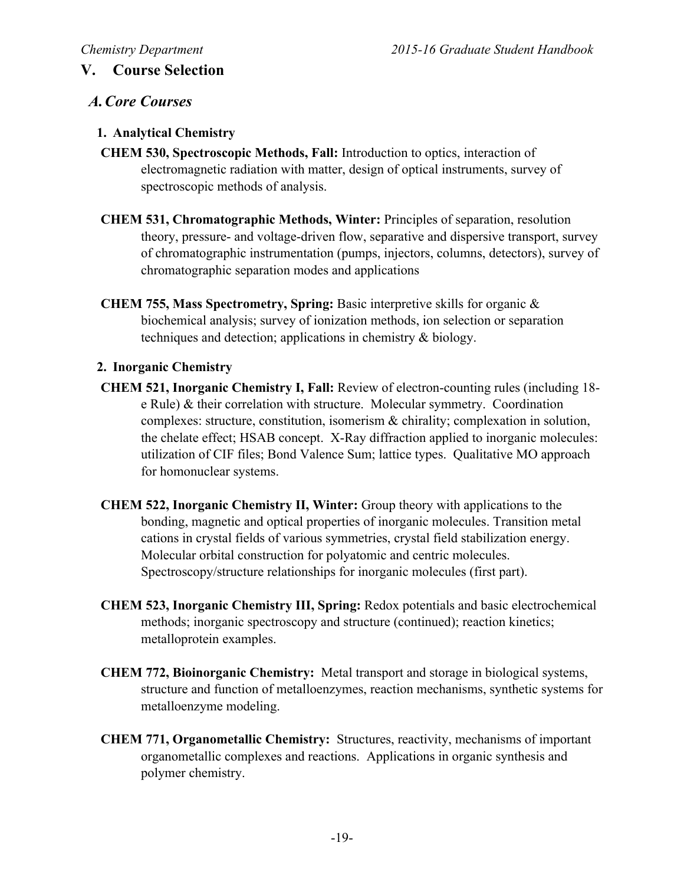## V. Course Selection

### *A. Core Courses*

#### 1. Analytical Chemistry

**CHEM 530, Spectroscopic Methods, Fall:** Introduction to optics, interaction of electromagnetic radiation with matter, design of optical instruments, survey of spectroscopic methods of analysis.

**CHEM 531, Chromatographic Methods, Winter:** Principles of separation, resolution theory, pressure- and voltage-driven flow, separative and dispersive transport, survey of chromatographic instrumentation (pumps, injectors, columns, detectors), survey of chromatographic separation modes and applications

**CHEM 755, Mass Spectrometry, Spring:** Basic interpretive skills for organic & biochemical analysis; survey of ionization methods, ion selection or separation techniques and detection; applications in chemistry & biology.

#### 2. Inorganic Chemistry

**CHEM 521, Inorganic Chemistry I, Fall:** Review of electron-counting rules (including 18-e Rule) & their correlation with structure. Molecular symmetry. Coordination complexes: structure, constitution, isomerism & chirality; complexation in solution, the chelate effect; HSAB concept. X-Ray diffraction applied to inorganic molecules: utilization of CIF files; Bond Valence Sum; lattice types. Qualitative MO approach for homonuclear systems.

**CHEM 522, Inorganic Chemistry II, Winter:** Group theory with applications to the bonding, magnetic and optical properties of inorganic molecules. Transition metal cations in crystal fields of various symmetries, crystal field stabilization energy. Molecular orbital construction for polyatomic and centric molecules. Spectroscopy/structure relationships for inorganic molecules (first part).

**CHEM 523, Inorganic Chemistry III, Spring:** Redox potentials and basic electrochemical methods; inorganic spectroscopy and structure (continued); reaction kinetics; metalloprotein examples.

**CHEM 772, Bioinorganic Chemistry:** Metal transport and storage in biological systems, structure and function of metalloenzymes, reaction mechanisms, synthetic systems for metalloenzyme modeling.

**CHEM 771, Organometallic Chemistry:** Structures, reactivity, mechanisms of important organometallic complexes and reactions. Applications in organic synthesis and polymer chemistry.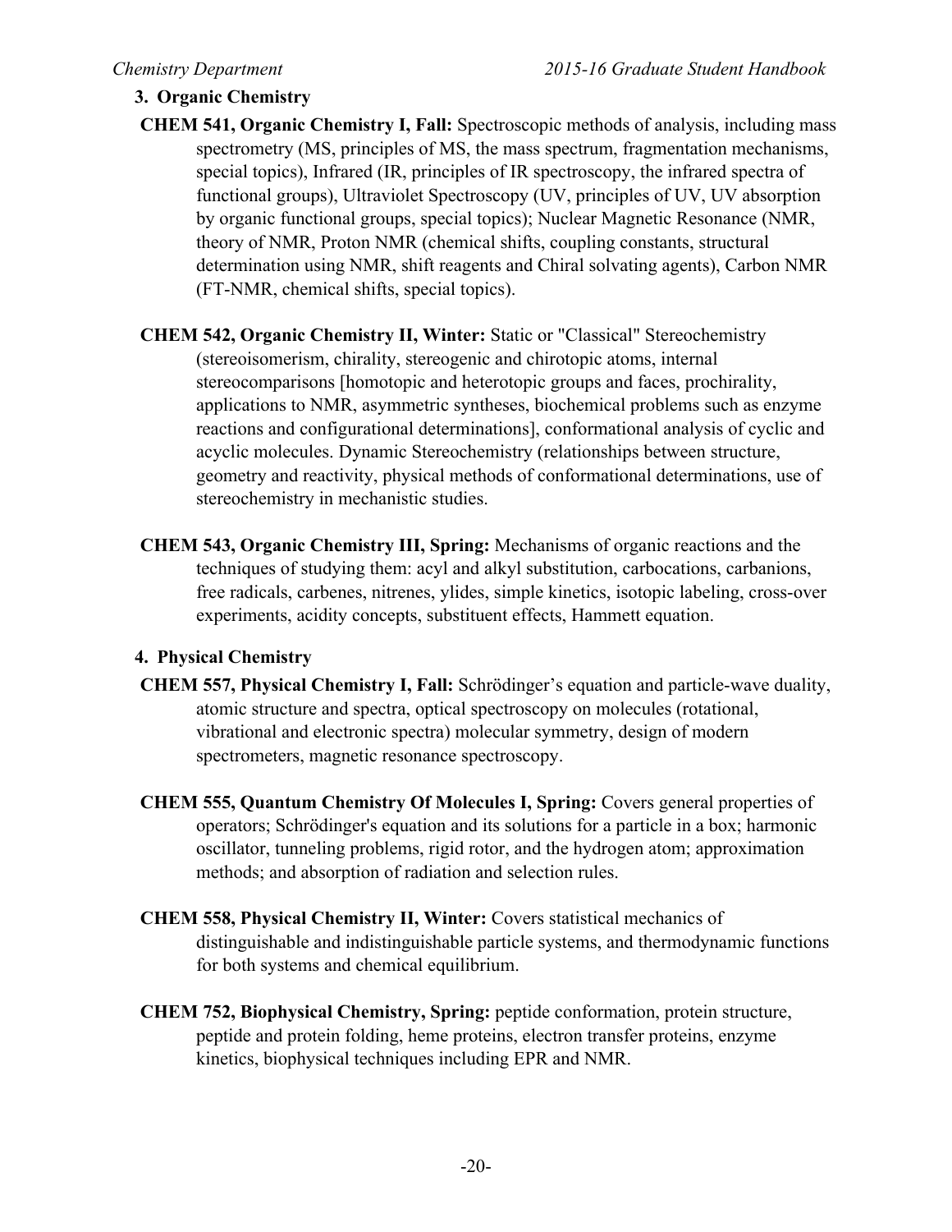### 3. Organic Chemistry

**CHEM 541, Organic Chemistry I, Fall:** Spectroscopic methods of analysis, including mass spectrometry (MS, principles of MS, the mass spectrum, fragmentation mechanisms, special topics), Infrared (IR, principles of IR spectroscopy, the infrared spectra of functional groups), Ultraviolet Spectroscopy (UV, principles of UV, UV absorption by organic functional groups, special topics); Nuclear Magnetic Resonance (NMR, theory of NMR, Proton NMR (chemical shifts, coupling constants, structural determination using NMR, shift reagents and Chiral solvating agents), Carbon NMR (FT-NMR, chemical shifts, special topics).

**CHEM 542, Organic Chemistry II, Winter:** Static or "Classical" Stereochemistry (stereoisomerism, chirality, stereogenic and chirotopic atoms, internal stereocomparisons [homotopic and heterotopic groups and faces, prochirality, applications to NMR, asymmetric syntheses, biochemical problems such as enzyme reactions and configurational determinations], conformational analysis of cyclic and acyclic molecules. Dynamic Stereochemistry (relationships between structure, geometry and reactivity, physical methods of conformational determinations, use of stereochemistry in mechanistic studies.

**CHEM 543, Organic Chemistry III, Spring:** Mechanisms of organic reactions and the techniques of studying them: acyl and alkyl substitution, carbocations, carbanions, free radicals, carbenes, nitrenes, ylides, simple kinetics, isotopic labeling, cross-over experiments, acidity concepts, substituent effects, Hammett equation.

### 4. Physical Chemistry

**CHEM 557, Physical Chemistry I, Fall:** Schrödinger's equation and particle-wave duality, atomic structure and spectra, optical spectroscopy on molecules (rotational, vibrational and electronic spectra) molecular symmetry, design of modern spectrometers, magnetic resonance spectroscopy.

**CHEM 555, Quantum Chemistry Of Molecules I, Spring:** Covers general properties of operators; Schrödinger's equation and its solutions for a particle in a box; harmonic oscillator, tunneling problems, rigid rotor, and the hydrogen atom; approximation methods; and absorption of radiation and selection rules.

**CHEM 558, Physical Chemistry II, Winter:** Covers statistical mechanics of distinguishable and indistinguishable particle systems, and thermodynamic functions for both systems and chemical equilibrium.

**CHEM 752, Biophysical Chemistry, Spring:** peptide conformation, protein structure, peptide and protein folding, heme proteins, electron transfer proteins, enzyme kinetics, biophysical techniques including EPR and NMR.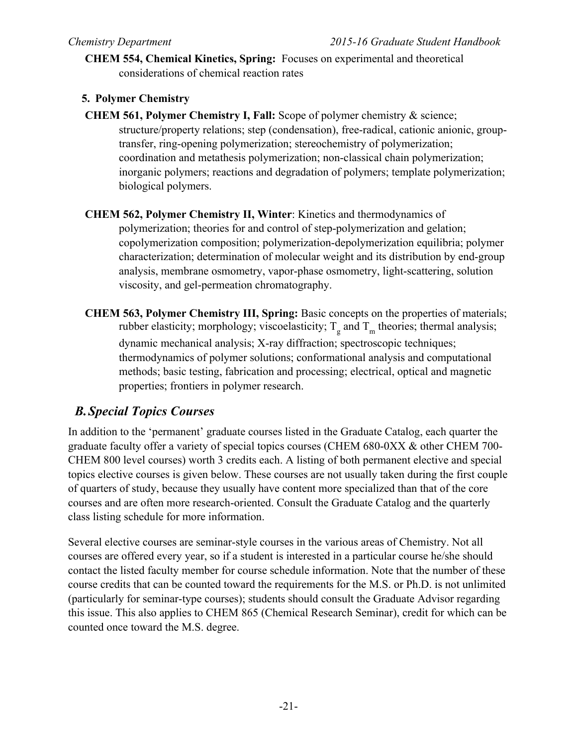**CHEM 554, Chemical Kinetics, Spring:** Focuses on experimental and theoretical considerations of chemical reaction rates

### 5. Polymer Chemistry

**CHEM 561, Polymer Chemistry I, Fall:** Scope of polymer chemistry & science; structure/property relations; step (condensation), free-radical, cationic anionic, group-transfer, ring-opening polymerization; stereochemistry of polymerization; coordination and metathesis polymerization; non-classical chain polymerization; inorganic polymers; reactions and degradation of polymers; template polymerization; biological polymers.

**CHEM 562, Polymer Chemistry II, Winter**: Kinetics and thermodynamics of polymerization; theories for and control of step-polymerization and gelation; copolymerization composition; polymerization-depolymerization equilibria; polymer characterization; determination of molecular weight and its distribution by end-group analysis, membrane osmometry, vapor-phase osmometry, light-scattering, solution viscosity, and gel-permeation chromatography.

**CHEM 563, Polymer Chemistry III, Spring:** Basic concepts on the properties of materials; rubber elasticity; morphology; viscoelasticity; $T_g$ and $T_m$ theories; thermal analysis; dynamic mechanical analysis; X-ray diffraction; spectroscopic techniques; thermodynamics of polymer solutions; conformational analysis and computational methods; basic testing, fabrication and processing; electrical, optical and magnetic properties; frontiers in polymer research.

## *B. Special Topics Courses*

In addition to the 'permanent' graduate courses listed in the Graduate Catalog, each quarter the graduate faculty offer a variety of special topics courses (CHEM 680-0XX & other CHEM 700-CHEM 800 level courses) worth 3 credits each. A listing of both permanent elective and special topics elective courses is given below. These courses are not usually taken during the first couple of quarters of study, because they usually have content more specialized than that of the core courses and are often more research-oriented. Consult the Graduate Catalog and the quarterly class listing schedule for more information.

Several elective courses are seminar-style courses in the various areas of Chemistry. Not all courses are offered every year, so if a student is interested in a particular course he/she should contact the listed faculty member for course schedule information. Note that the number of these course credits that can be counted toward the requirements for the M.S. or Ph.D. is not unlimited (particularly for seminar-type courses); students should consult the Graduate Advisor regarding this issue. This also applies to CHEM 865 (Chemical Research Seminar), credit for which can be counted once toward the M.S. degree.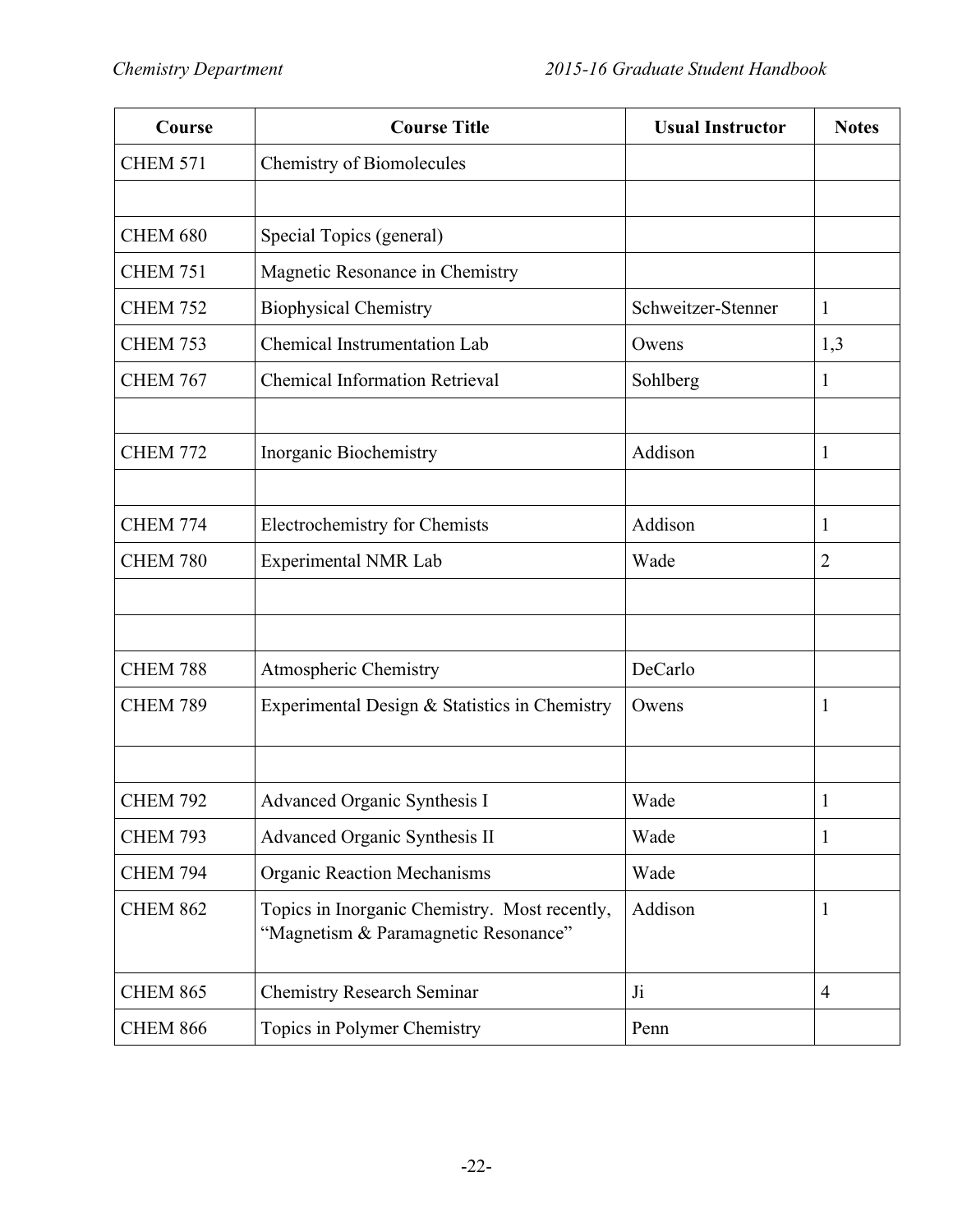| Course | Course Title | Usual Instructor | Notes |
|---|---|---|---|
| CHEM 571 | Chemistry of Biomolecules | | |
| | | | |
| CHEM 680 | Special Topics (general) | | |
| CHEM 751 | Magnetic Resonance in Chemistry | | |
| CHEM 752 | Biophysical Chemistry | Schweitzer-Stenner | 1 |
| CHEM 753 | Chemical Instrumentation Lab | Owens | 1,3 |
| CHEM 767 | Chemical Information Retrieval | Sohlberg | 1 |
| | | | |
| CHEM 772 | Inorganic Biochemistry | Addison | 1 |
| | | | |
| CHEM 774 | Electrochemistry for Chemists | Addison | 1 |
| CHEM 780 | Experimental NMR Lab | Wade | 2 |
| | | | |
| | | | |
| CHEM 788 | Atmospheric Chemistry | DeCarlo | |
| CHEM 789 | Experimental Design & Statistics in Chemistry | Owens | 1 |
| | | | |
| CHEM 792 | Advanced Organic Synthesis I | Wade | 1 |
| CHEM 793 | Advanced Organic Synthesis II | Wade | 1 |
| CHEM 794 | Organic Reaction Mechanisms | Wade | |
| CHEM 862 | Topics in Inorganic Chemistry. Most recently, "Magnetism & Paramagnetic Resonance" | Addison | 1 |
| CHEM 865 | Chemistry Research Seminar | Ji | 4 |
| CHEM 866 | Topics in Polymer Chemistry | Penn | |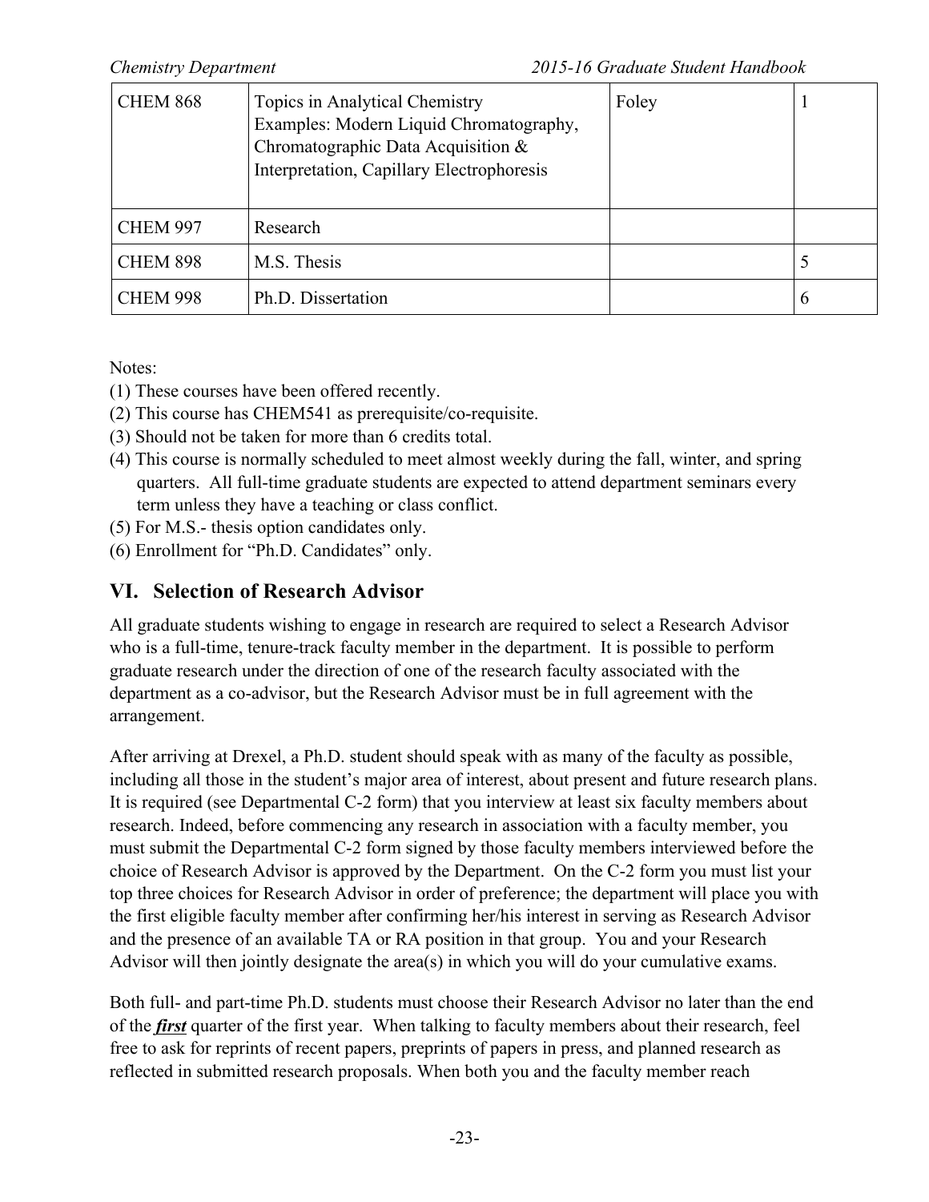| | | | |
|---|---|---|---|
| CHEM 868 | Topics in Analytical Chemistry<br>Examples: Modern Liquid Chromatography, Chromatographic Data Acquisition & Interpretation, Capillary Electrophoresis | Foley | 1 |
| CHEM 997 | Research | | |
| CHEM 898 | M.S. Thesis | | 5 |
| CHEM 998 | Ph.D. Dissertation | | 6 |

Notes:

(1) These courses have been offered recently.
(2) This course has CHEM541 as prerequisite/co-requisite.
(3) Should not be taken for more than 6 credits total.
(4) This course is normally scheduled to meet almost weekly during the fall, winter, and spring quarters. All full-time graduate students are expected to attend department seminars every term unless they have a teaching or class conflict.
(5) For M.S.- thesis option candidates only.
(6) Enrollment for "Ph.D. Candidates" only.

## VI. Selection of Research Advisor

All graduate students wishing to engage in research are required to select a Research Advisor who is a full-time, tenure-track faculty member in the department. It is possible to perform graduate research under the direction of one of the research faculty associated with the department as a co-advisor, but the Research Advisor must be in full agreement with the arrangement.

After arriving at Drexel, a Ph.D. student should speak with as many of the faculty as possible, including all those in the student's major area of interest, about present and future research plans. It is required (see Departmental C-2 form) that you interview at least six faculty members about research. Indeed, before commencing any research in association with a faculty member, you must submit the Departmental C-2 form signed by those faculty members interviewed before the choice of Research Advisor is approved by the Department. On the C-2 form you must list your top three choices for Research Advisor in order of preference; the department will place you with the first eligible faculty member after confirming her/his interest in serving as Research Advisor and the presence of an available TA or RA position in that group. You and your Research Advisor will then jointly designate the area(s) in which you will do your cumulative exams.

Both full- and part-time Ph.D. students must choose their Research Advisor no later than the end of the ***first*** quarter of the first year. When talking to faculty members about their research, feel free to ask for reprints of recent papers, preprints of papers in press, and planned research as reflected in submitted research proposals. When both you and the faculty member reach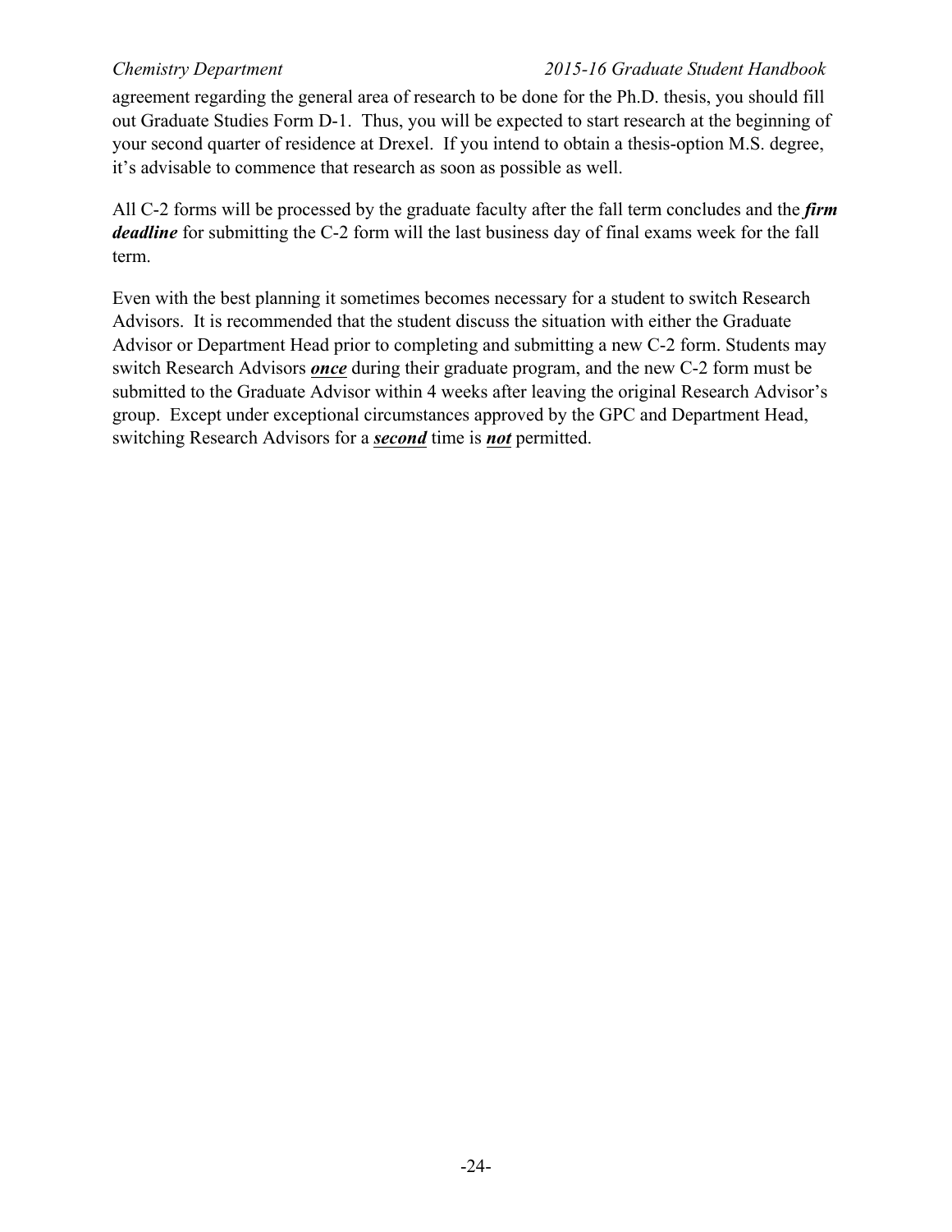agreement regarding the general area of research to be done for the Ph.D. thesis, you should fill out Graduate Studies Form D-1. Thus, you will be expected to start research at the beginning of your second quarter of residence at Drexel. If you intend to obtain a thesis-option M.S. degree, it's advisable to commence that research as soon as possible as well.

All C-2 forms will be processed by the graduate faculty after the fall term concludes and the ***firm deadline*** for submitting the C-2 form will the last business day of final exams week for the fall term.

Even with the best planning it sometimes becomes necessary for a student to switch Research Advisors. It is recommended that the student discuss the situation with either the Graduate Advisor or Department Head prior to completing and submitting a new C-2 form. Students may switch Research Advisors ***<u>once</u>*** during their graduate program, and the new C-2 form must be submitted to the Graduate Advisor within 4 weeks after leaving the original Research Advisor's group. Except under exceptional circumstances approved by the GPC and Department Head, switching Research Advisors for a ***<u>second</u>*** time is ***<u>not</u>*** permitted.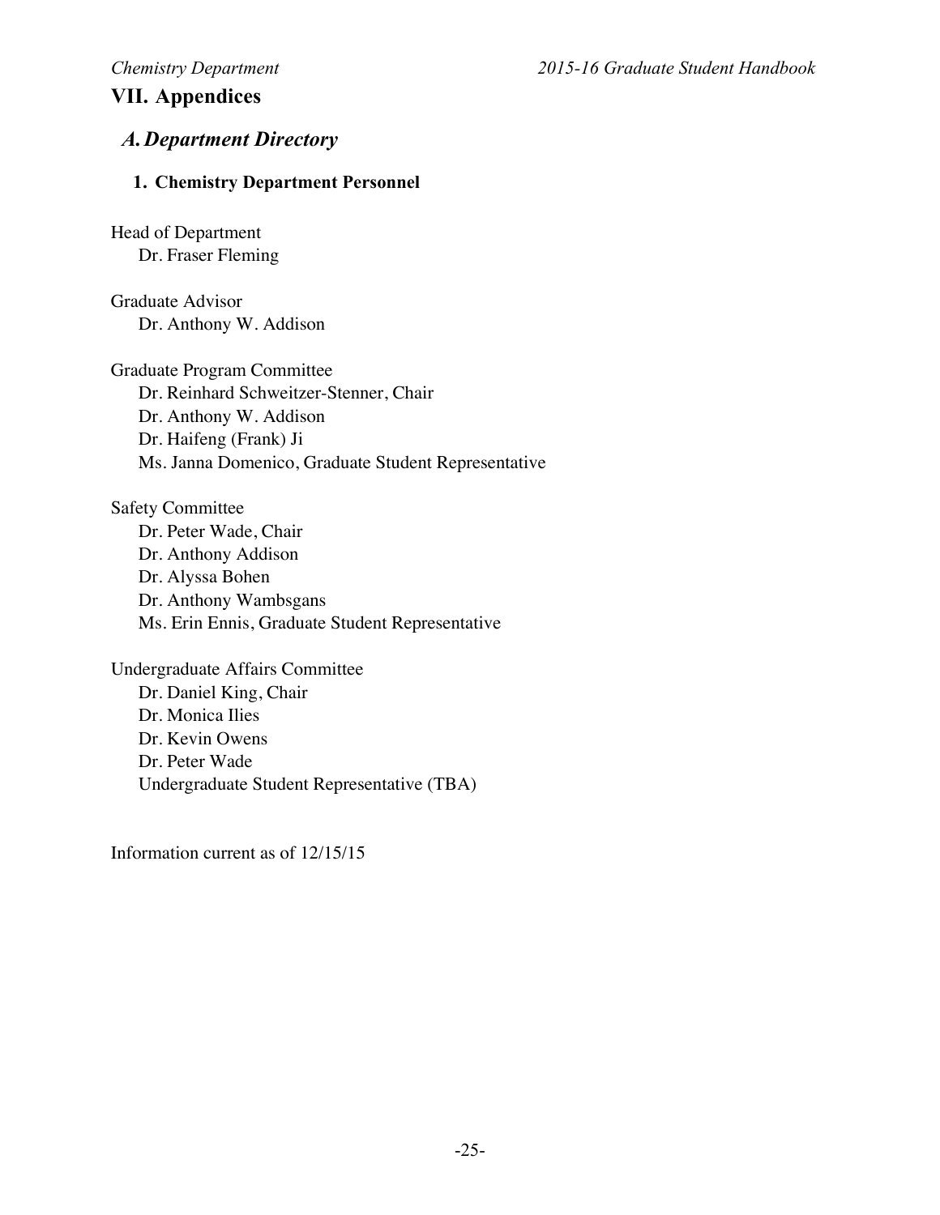# VII. Appendices

## *A. Department Directory*

### 1. Chemistry Department Personnel

Head of Department
Dr. Fraser Fleming

Graduate Advisor
Dr. Anthony W. Addison

Graduate Program Committee
Dr. Reinhard Schweitzer-Stenner, Chair
Dr. Anthony W. Addison
Dr. Haifeng (Frank) Ji
Ms. Janna Domenico, Graduate Student Representative

Safety Committee
Dr. Peter Wade, Chair
Dr. Anthony Addison
Dr. Alyssa Bohen
Dr. Anthony Wambsgans
Ms. Erin Ennis, Graduate Student Representative

Undergraduate Affairs Committee
Dr. Daniel King, Chair
Dr. Monica Ilies
Dr. Kevin Owens
Dr. Peter Wade
Undergraduate Student Representative (TBA)

Information current as of 12/15/15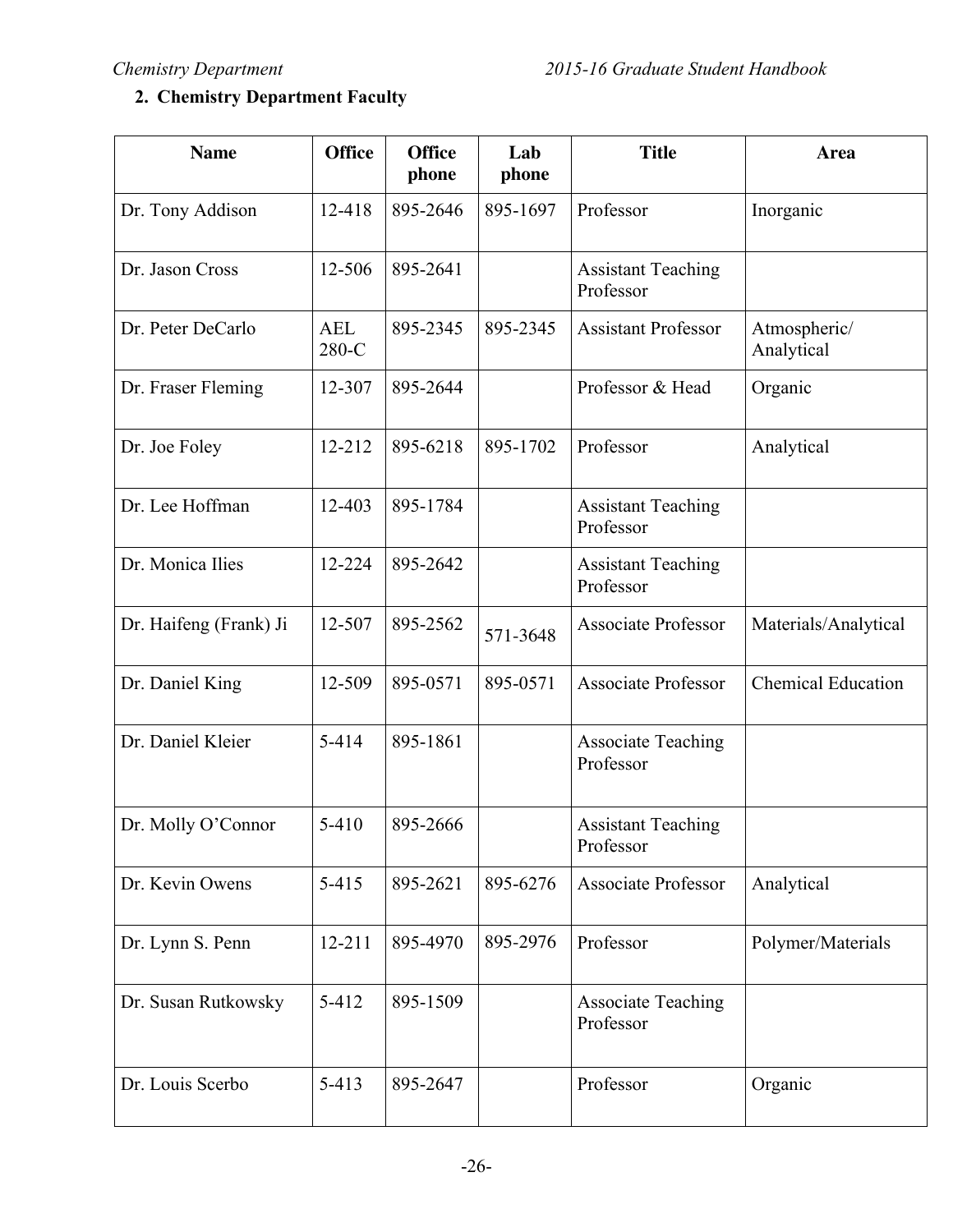## 2. Chemistry Department Faculty

| Name | Office | Office phone | Lab phone | Title | Area |
|---|---|---|---|---|---|
| Dr. Tony Addison | 12-418 | 895-2646 | 895-1697 | Professor | Inorganic |
| Dr. Jason Cross | 12-506 | 895-2641 | | Assistant Teaching Professor | |
| Dr. Peter DeCarlo | AEL 280-C | 895-2345 | 895-2345 | Assistant Professor | Atmospheric/ Analytical |
| Dr. Fraser Fleming | 12-307 | 895-2644 | | Professor & Head | Organic |
| Dr. Joe Foley | 12-212 | 895-6218 | 895-1702 | Professor | Analytical |
| Dr. Lee Hoffman | 12-403 | 895-1784 | | Assistant Teaching Professor | |
| Dr. Monica Ilies | 12-224 | 895-2642 | | Assistant Teaching Professor | |
| Dr. Haifeng (Frank) Ji | 12-507 | 895-2562 | 571-3648 | Associate Professor | Materials/Analytical |
| Dr. Daniel King | 12-509 | 895-0571 | 895-0571 | Associate Professor | Chemical Education |
| Dr. Daniel Kleier | 5-414 | 895-1861 | | Associate Teaching Professor | |
| Dr. Molly O'Connor | 5-410 | 895-2666 | | Assistant Teaching Professor | |
| Dr. Kevin Owens | 5-415 | 895-2621 | 895-6276 | Associate Professor | Analytical |
| Dr. Lynn S. Penn | 12-211 | 895-4970 | 895-2976 | Professor | Polymer/Materials |
| Dr. Susan Rutkowsky | 5-412 | 895-1509 | | Associate Teaching Professor | |
| Dr. Louis Scerbo | 5-413 | 895-2647 | | Professor | Organic |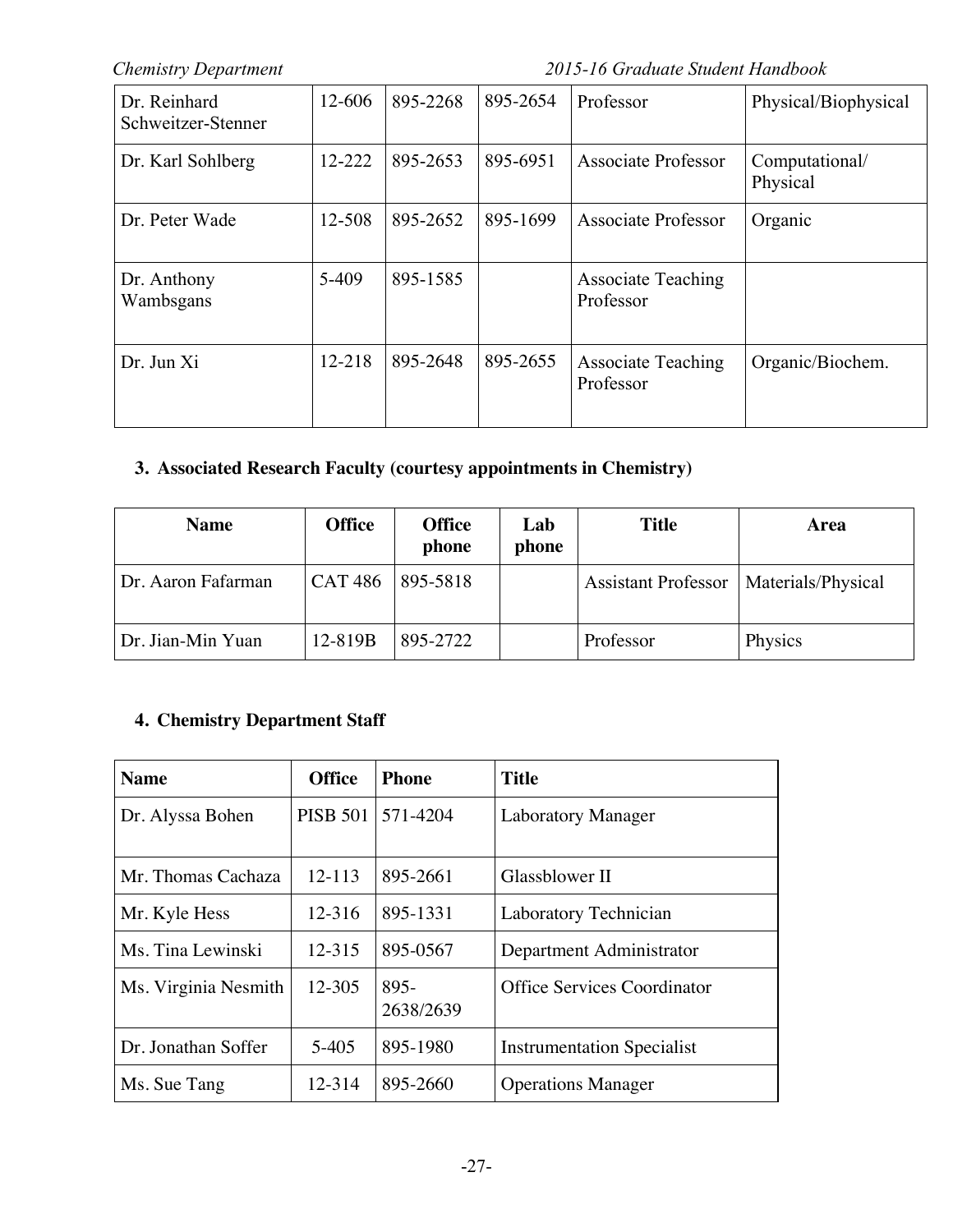| Dr. Reinhard Schweitzer-Stenner | 12-606 | 895-2268 | 895-2654 | Professor | Physical/Biophysical |
|---|---|---|---|---|---|
| Dr. Karl Sohlberg | 12-222 | 895-2653 | 895-6951 | Associate Professor | Computational/ Physical |
| Dr. Peter Wade | 12-508 | 895-2652 | 895-1699 | Associate Professor | Organic |
| Dr. Anthony Wambsgans | 5-409 | 895-1585 | | Associate Teaching Professor | |
| Dr. Jun Xi | 12-218 | 895-2648 | 895-2655 | Associate Teaching Professor | Organic/Biochem. |

### 3. Associated Research Faculty (courtesy appointments in Chemistry)

| Name | Office | Office phone | Lab phone | Title | Area |
|---|---|---|---|---|---|
| Dr. Aaron Fafarman | CAT 486 | 895-5818 | | Assistant Professor | Materials/Physical |
| Dr. Jian-Min Yuan | 12-819B | 895-2722 | | Professor | Physics |

### 4. Chemistry Department Staff

| Name | Office | Phone | Title |
|---|---|---|---|
| Dr. Alyssa Bohen | PISB 501 | 571-4204 | Laboratory Manager |
| Mr. Thomas Cachaza | 12-113 | 895-2661 | Glassblower II |
| Mr. Kyle Hess | 12-316 | 895-1331 | Laboratory Technician |
| Ms. Tina Lewinski | 12-315 | 895-0567 | Department Administrator |
| Ms. Virginia Nesmith | 12-305 | 895-2638/2639 | Office Services Coordinator |
| Dr. Jonathan Soffer | 5-405 | 895-1980 | Instrumentation Specialist |
| Ms. Sue Tang | 12-314 | 895-2660 | Operations Manager |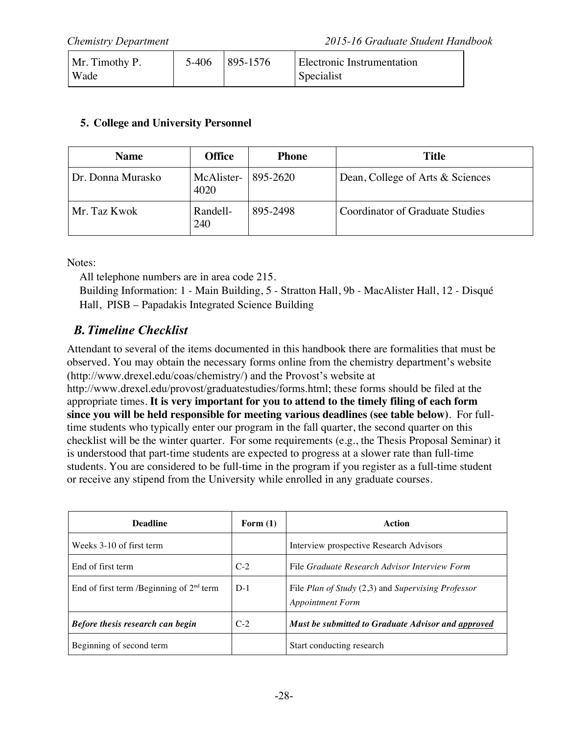| Mr. Timothy P. Wade | 5-406 | 895-1576 | Electronic Instrumentation Specialist |
|---|---|---|---|

### 5. College and University Personnel

| Name | Office | Phone | Title |
|---|---|---|---|
| Dr. Donna Murasko | McAlister-4020 | 895-2620 | Dean, College of Arts & Sciences |
| Mr. Taz Kwok | Randell-240 | 895-2498 | Coordinator of Graduate Studies |

Notes:

All telephone numbers are in area code 215.

Building Information: 1 - Main Building, 5 - Stratton Hall, 9b - MacAlister Hall, 12 - Disqué Hall, PISB – Papadakis Integrated Science Building

## *B. Timeline Checklist*

Attendant to several of the items documented in this handbook there are formalities that must be observed. You may obtain the necessary forms online from the chemistry department's website (http://www.drexel.edu/coas/chemistry/) and the Provost's website at http://www.drexel.edu/provost/graduatestudies/forms.html; these forms should be filed at the appropriate times. **It is very important for you to attend to the timely filing of each form since you will be held responsible for meeting various deadlines (see table below)**. For full-time students who typically enter our program in the fall quarter, the second quarter on this checklist will be the winter quarter. For some requirements (e.g., the Thesis Proposal Seminar) it is understood that part-time students are expected to progress at a slower rate than full-time students. You are considered to be full-time in the program if you register as a full-time student or receive any stipend from the University while enrolled in any graduate courses.

| Deadline | Form (1) | Action |
|---|---|---|
| Weeks 3-10 of first term | | Interview prospective Research Advisors |
| End of first term | C-2 | File *Graduate Research Advisor Interview Form* |
| End of first term /Beginning of 2nd term | D-1 | File *Plan of Study* (2,3) and *Supervising Professor Appointment Form* |
| ***Before thesis research can begin*** | C-2 | ***Must be submitted to Graduate Advisor and approved*** |
| Beginning of second term | | Start conducting research |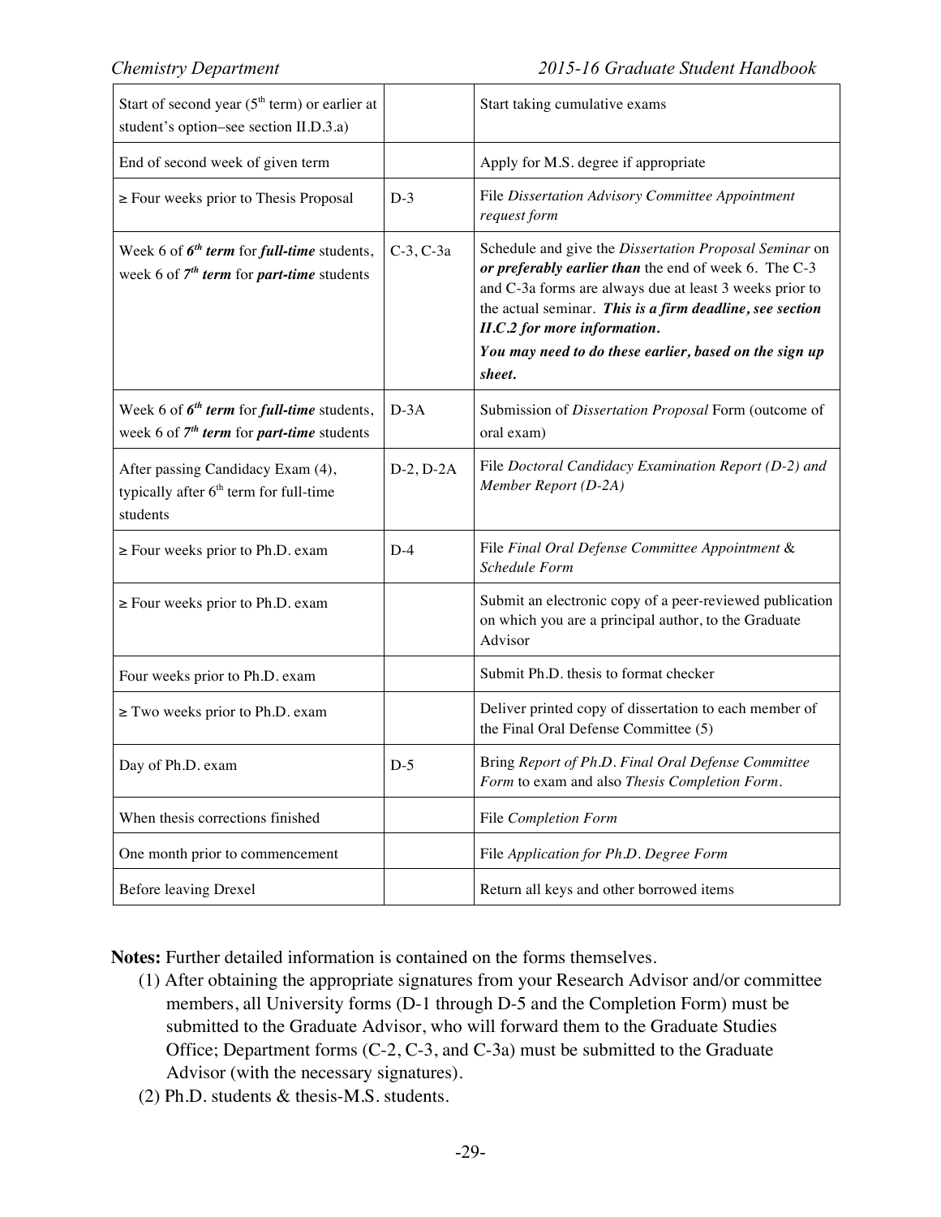| | | |
|---|---|---|
| Start of second year (5th term) or earlier at student's option–see section II.D.3.a) | | Start taking cumulative exams |
| End of second week of given term | | Apply for M.S. degree if appropriate |
| ≥ Four weeks prior to Thesis Proposal | D-3 | File *Dissertation Advisory Committee Appointment request form* |
| Week 6 of ***6th term*** for ***full-time*** students, week 6 of ***7th term*** for ***part-time*** students | C-3, C-3a | Schedule and give the *Dissertation Proposal Seminar* on ***or preferably earlier than*** the end of week 6. The C-3 and C-3a forms are always due at least 3 weeks prior to the actual seminar. ***This is a firm deadline, see section II.C.2 for more information.*** ***You may need to do these earlier, based on the sign up sheet.*** |
| Week 6 of ***6th term*** for ***full-time*** students, week 6 of ***7th term*** for ***part-time*** students | D-3A | Submission of *Dissertation Proposal* Form (outcome of oral exam) |
| After passing Candidacy Exam (4), typically after 6th term for full-time students | D-2, D-2A | File *Doctoral Candidacy Examination Report (D-2) and Member Report (D-2A)* |
| ≥ Four weeks prior to Ph.D. exam | D-4 | File *Final Oral Defense Committee Appointment* & *Schedule Form* |
| ≥ Four weeks prior to Ph.D. exam | | Submit an electronic copy of a peer-reviewed publication on which you are a principal author, to the Graduate Advisor |
| Four weeks prior to Ph.D. exam | | Submit Ph.D. thesis to format checker |
| ≥ Two weeks prior to Ph.D. exam | | Deliver printed copy of dissertation to each member of the Final Oral Defense Committee (5) |
| Day of Ph.D. exam | D-5 | Bring *Report of Ph.D. Final Oral Defense Committee Form* to exam and also *Thesis Completion Form*. |
| When thesis corrections finished | | File *Completion Form* |
| One month prior to commencement | | File *Application for Ph.D. Degree Form* |
| Before leaving Drexel | | Return all keys and other borrowed items |

**Notes:** Further detailed information is contained on the forms themselves.

(1) After obtaining the appropriate signatures from your Research Advisor and/or committee members, all University forms (D-1 through D-5 and the Completion Form) must be submitted to the Graduate Advisor, who will forward them to the Graduate Studies Office; Department forms (C-2, C-3, and C-3a) must be submitted to the Graduate Advisor (with the necessary signatures).

(2) Ph.D. students & thesis-M.S. students.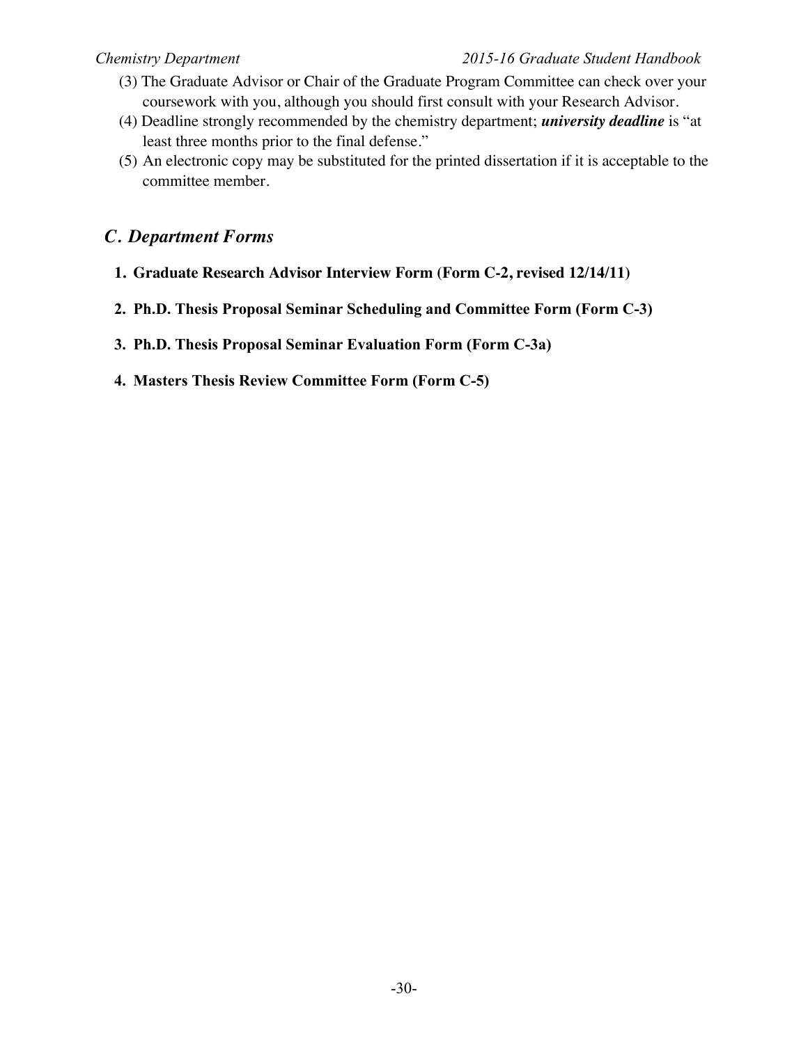(3) The Graduate Advisor or Chair of the Graduate Program Committee can check over your coursework with you, although you should first consult with your Research Advisor.

(4) Deadline strongly recommended by the chemistry department; ***university deadline*** is "at least three months prior to the final defense."

(5) An electronic copy may be substituted for the printed dissertation if it is acceptable to the committee member.

## *C. Department Forms*

1. **Graduate Research Advisor Interview Form (Form C-2, revised 12/14/11)**

2. **Ph.D. Thesis Proposal Seminar Scheduling and Committee Form (Form C-3)**

3. **Ph.D. Thesis Proposal Seminar Evaluation Form (Form C-3a)**

4. **Masters Thesis Review Committee Form (Form C-5)**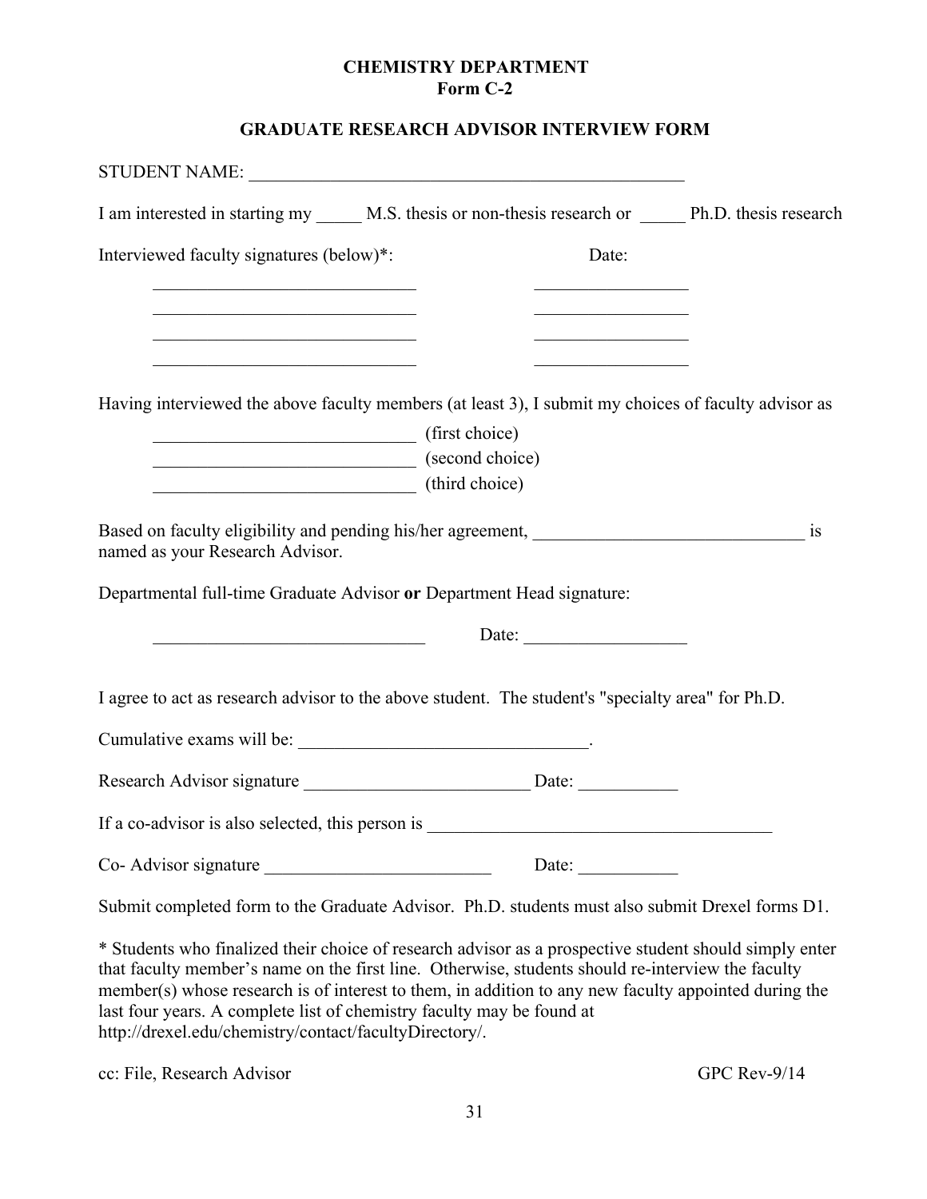**CHEMISTRY DEPARTMENT**
**Form C-2**

**GRADUATE RESEARCH ADVISOR INTERVIEW FORM**

STUDENT NAME: ___________________________________________________

I am interested in starting my _____ M.S. thesis or non-thesis research or _____ Ph.D. thesis research

Interviewed faculty signatures (below)*: Date:

______________________________ _________________

______________________________ _________________

______________________________ _________________

______________________________ _________________

Having interviewed the above faculty members (at least 3), I submit my choices of faculty advisor as

______________________________ (first choice)

______________________________ (second choice)

______________________________ (third choice)

Based on faculty eligibility and pending his/her agreement, _______________________________ is named as your Research Advisor.

Departmental full-time Graduate Advisor **or** Department Head signature:

_______________________________ Date: __________________

I agree to act as research advisor to the above student. The student's "specialty area" for Ph.D.

Cumulative exams will be: ________________________________.

Research Advisor signature _________________________ Date: ___________

If a co-advisor is also selected, this person is _______________________________________

Co- Advisor signature _________________________ Date: ___________

Submit completed form to the Graduate Advisor. Ph.D. students must also submit Drexel forms D1.

* Students who finalized their choice of research advisor as a prospective student should simply enter that faculty member's name on the first line. Otherwise, students should re-interview the faculty member(s) whose research is of interest to them, in addition to any new faculty appointed during the last four years. A complete list of chemistry faculty may be found at http://drexel.edu/chemistry/contact/facultyDirectory/.

cc: File, Research Advisor GPC Rev-9/14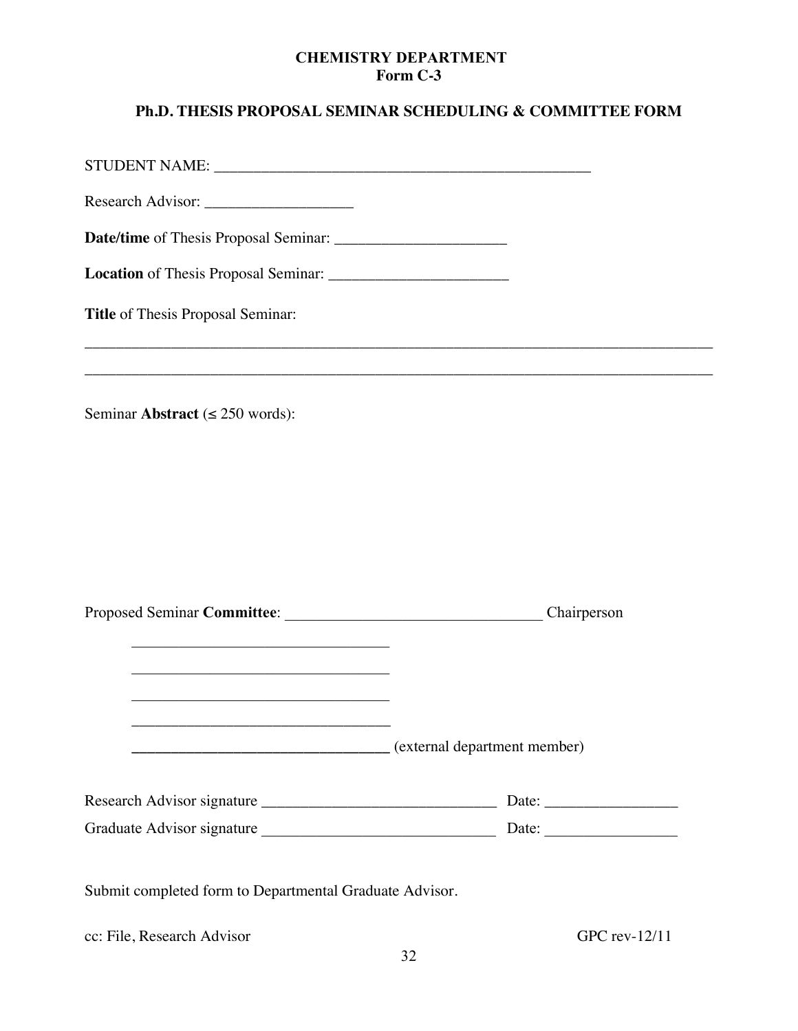**CHEMISTRY DEPARTMENT**
**Form C-3**

## Ph.D. THESIS PROPOSAL SEMINAR SCHEDULING & COMMITTEE FORM

STUDENT NAME: _______________________________________________

Research Advisor: ___________________

**Date/time** of Thesis Proposal Seminar: ______________________

**Location** of Thesis Proposal Seminar: _______________________

**Title** of Thesis Proposal Seminar:

_________________________________________________________________________________

_________________________________________________________________________________

Seminar **Abstract** (≤ 250 words):

Proposed Seminar **Committee**: _________________________________ Chairperson

_________________________________

_________________________________

_________________________________

_________________________________

_________________________________ (external department member)

Research Advisor signature ______________________________ Date: ________________

Graduate Advisor signature ______________________________ Date: ________________

Submit completed form to Departmental Graduate Advisor.

cc: File, Research Advisor

GPC rev-12/11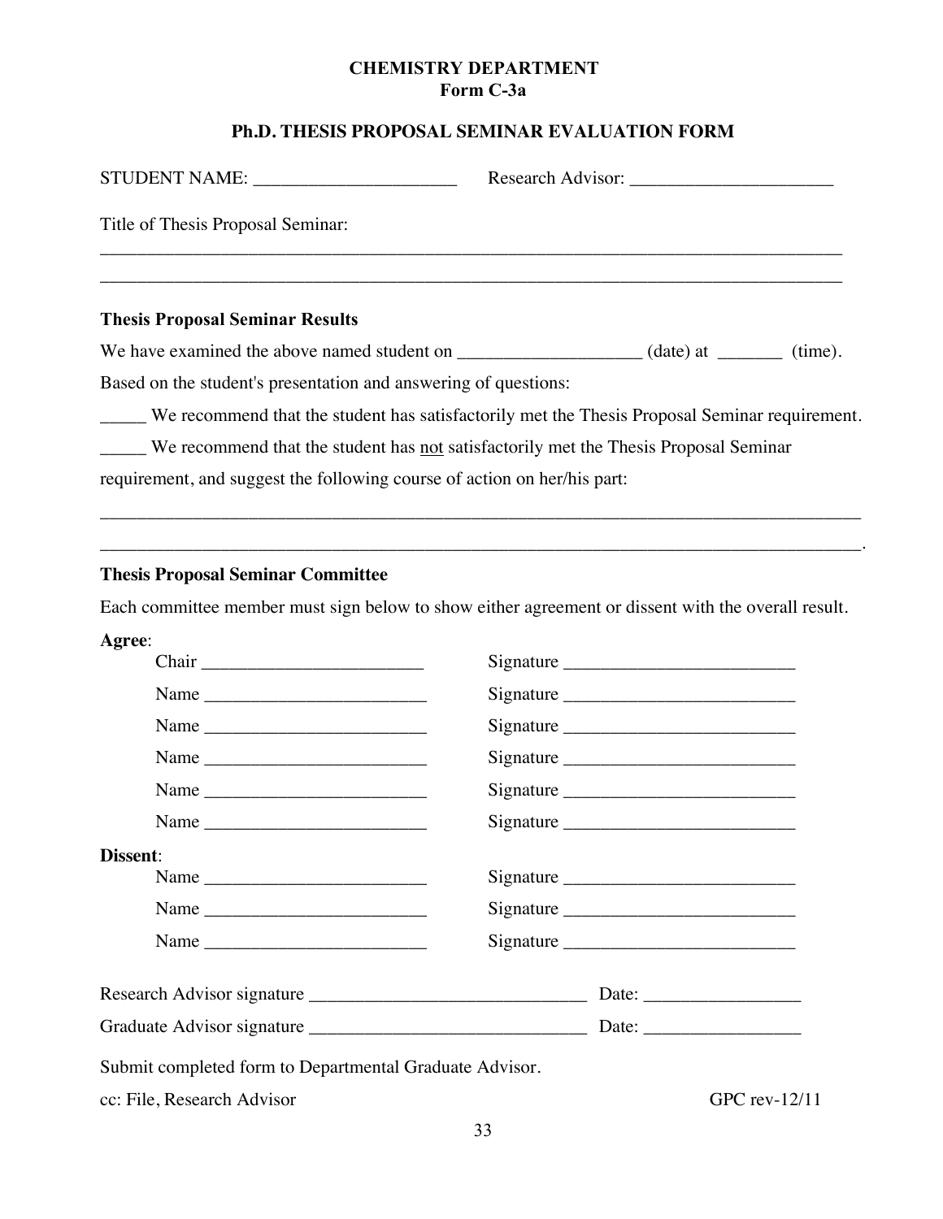**CHEMISTRY DEPARTMENT**
**Form C-3a**

## Ph.D. THESIS PROPOSAL SEMINAR EVALUATION FORM

STUDENT NAME: ______________________ Research Advisor: ______________________

Title of Thesis Proposal Seminar:

_______________________________________________________________________________

_______________________________________________________________________________

### Thesis Proposal Seminar Results

We have examined the above named student on ___________________ (date) at _______ (time).

Based on the student's presentation and answering of questions:

_____ We recommend that the student has satisfactorily met the Thesis Proposal Seminar requirement.

_____ We recommend that the student has <u>not</u> satisfactorily met the Thesis Proposal Seminar requirement, and suggest the following course of action on her/his part:

_______________________________________________________________________________

_______________________________________________________________________________.

### Thesis Proposal Seminar Committee

Each committee member must sign below to show either agreement or dissent with the overall result.

**Agree**:

Chair ________________________ Signature ________________________

Name ________________________ Signature ________________________

Name ________________________ Signature ________________________

Name ________________________ Signature ________________________

Name ________________________ Signature ________________________

Name ________________________ Signature ________________________

**Dissent**:

Name ________________________ Signature ________________________

Name ________________________ Signature ________________________

Name ________________________ Signature ________________________

Research Advisor signature ______________________________ Date: ________________

Graduate Advisor signature ______________________________ Date: ________________

Submit completed form to Departmental Graduate Advisor.

cc: File, Research Advisor GPC rev-12/11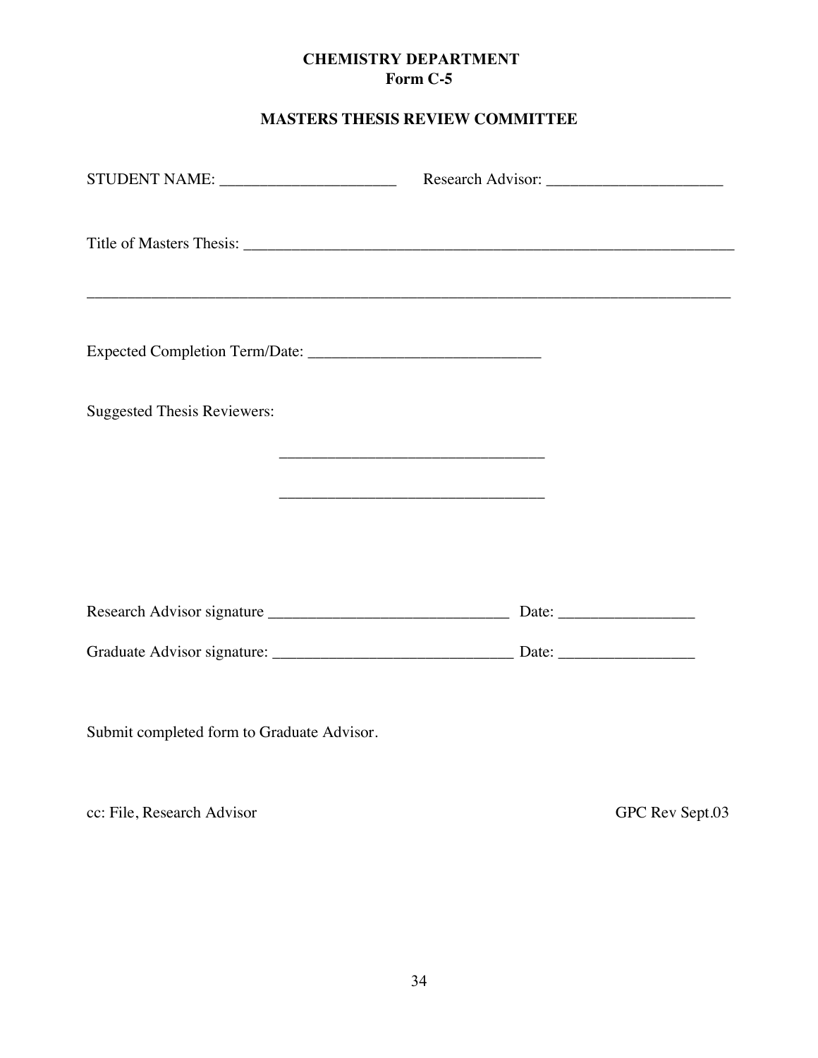**CHEMISTRY DEPARTMENT**
**Form C-5**

**MASTERS THESIS REVIEW COMMITTEE**

STUDENT NAME: ______________________ Research Advisor: ______________________

Title of Masters Thesis: _______________________________________________________________

_____________________________________________________________________________

Expected Completion Term/Date: _____________________________

Suggested Thesis Reviewers:

_________________________________

_________________________________

Research Advisor signature ______________________________ Date: _________________

Graduate Advisor signature: ______________________________ Date: _________________

Submit completed form to Graduate Advisor.

cc: File, Research Advisor

GPC Rev Sept.03